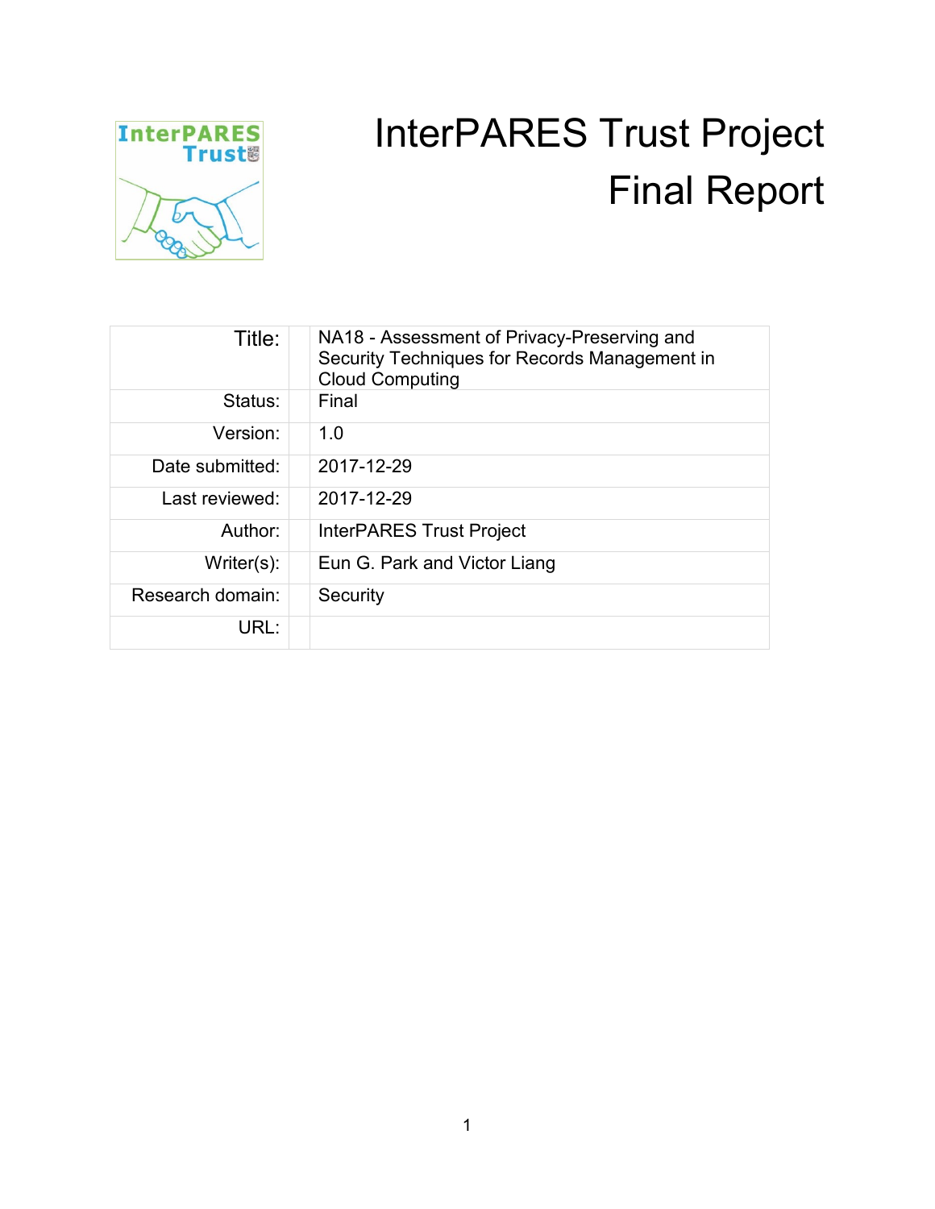# InterPARES Trust Project Final Report

| | |
|---|---|
| Title: | NA18 - Assessment of Privacy-Preserving and Security Techniques for Records Management in Cloud Computing |
| Status: | Final |
| Version: | 1.0 |
| Date submitted: | 2017-12-29 |
| Last reviewed: | 2017-12-29 |
| Author: | InterPARES Trust Project |
| Writer(s): | Eun G. Park and Victor Liang |
| Research domain: | Security |
| URL: | |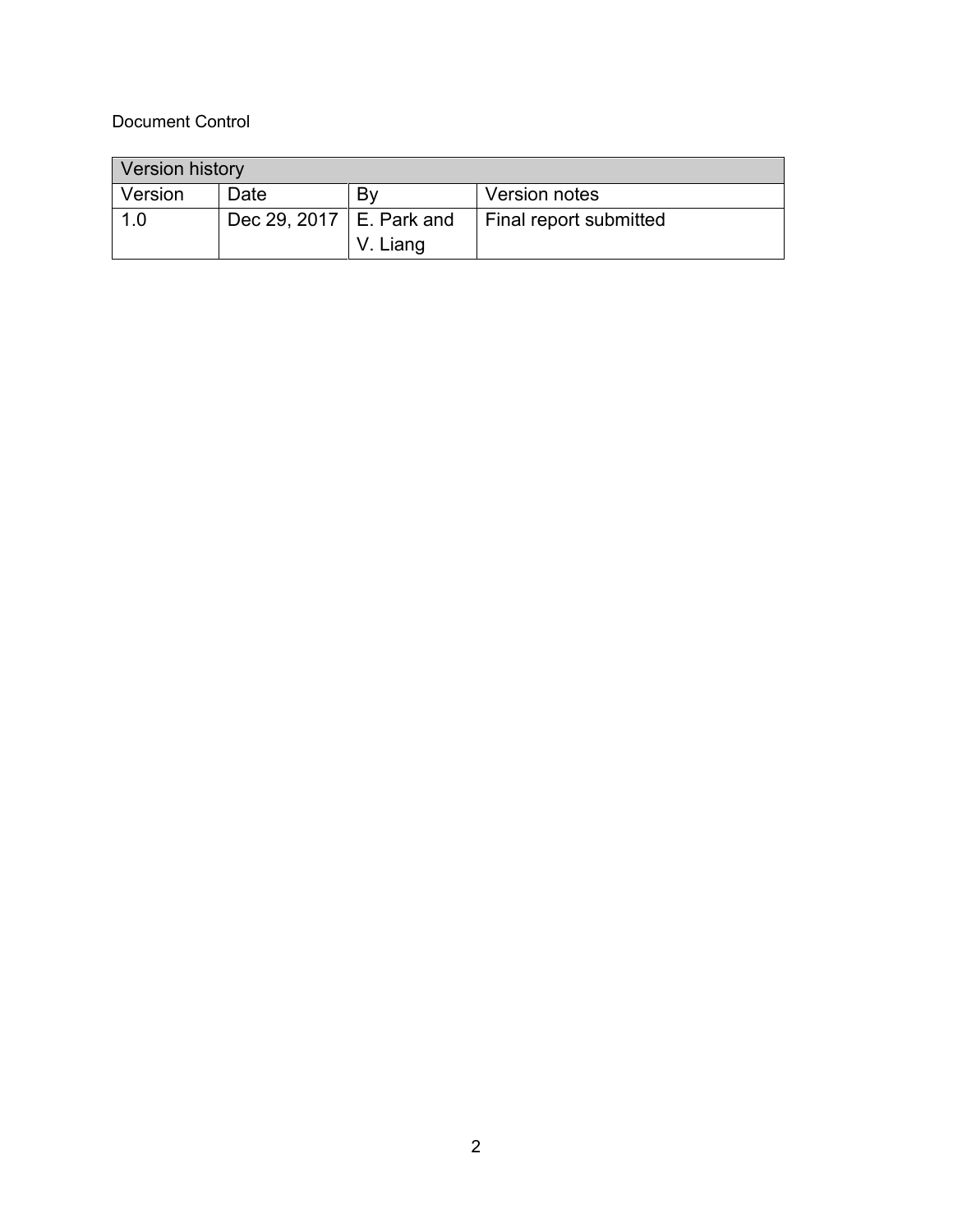Document Control

| Version history | | | |
|---|---|---|---|
| Version | Date | By | Version notes |
| 1.0 | Dec 29, 2017 | E. Park and V. Liang | Final report submitted |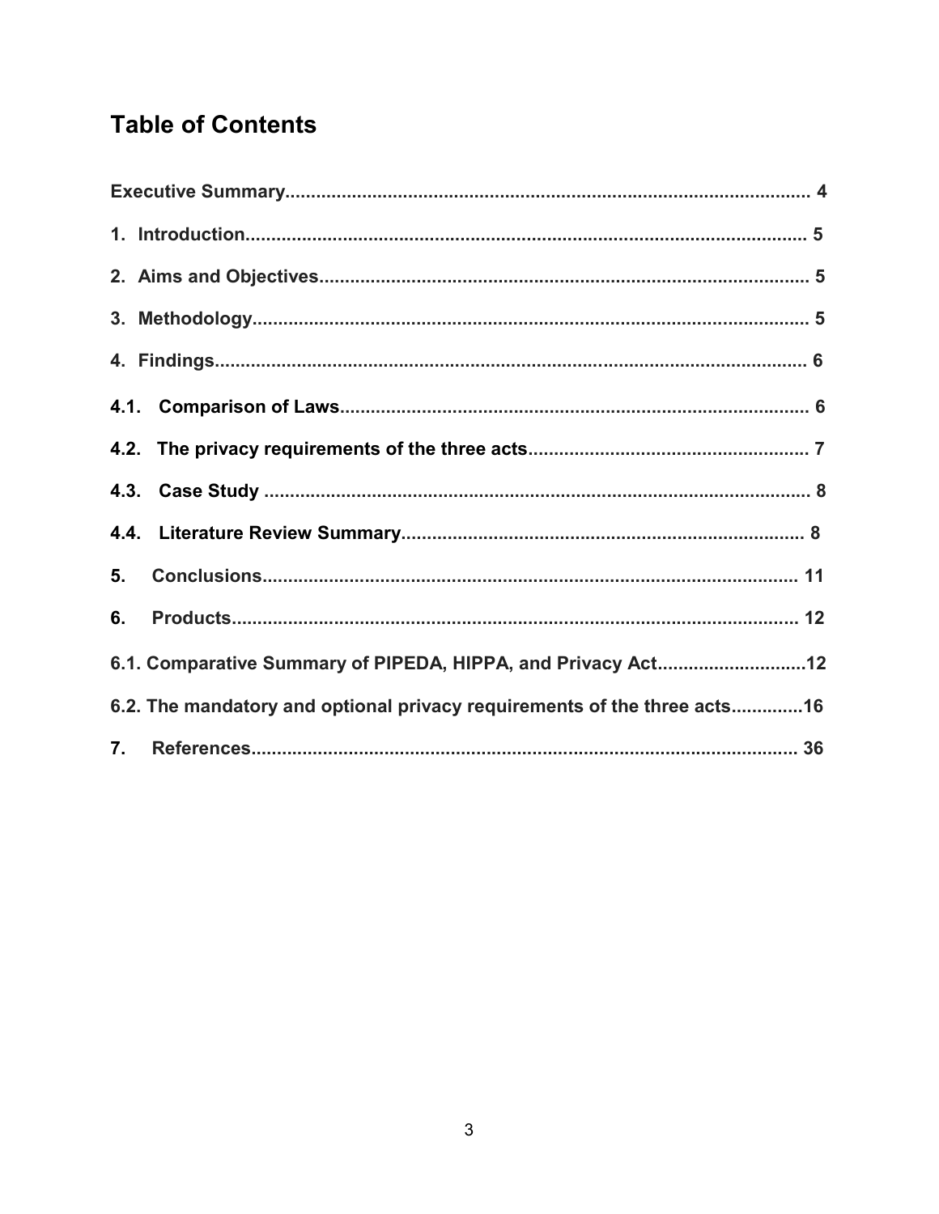# Table of Contents

**Executive Summary** ..... 4

**1. Introduction** ..... 5

**2. Aims and Objectives** ..... 5

**3. Methodology** ..... 5

**4. Findings** ..... 6

**4.1. Comparison of Laws** ..... 6

**4.2. The privacy requirements of the three acts** ..... 7

**4.3. Case Study** ..... 8

**4.4. Literature Review Summary** ..... 8

**5. Conclusions** ..... 11

**6. Products** ..... 12

**6.1. Comparative Summary of PIPEDA, HIPPA, and Privacy Act** ..... 12

**6.2. The mandatory and optional privacy requirements of the three acts** ..... 16

**7. References** ..... 36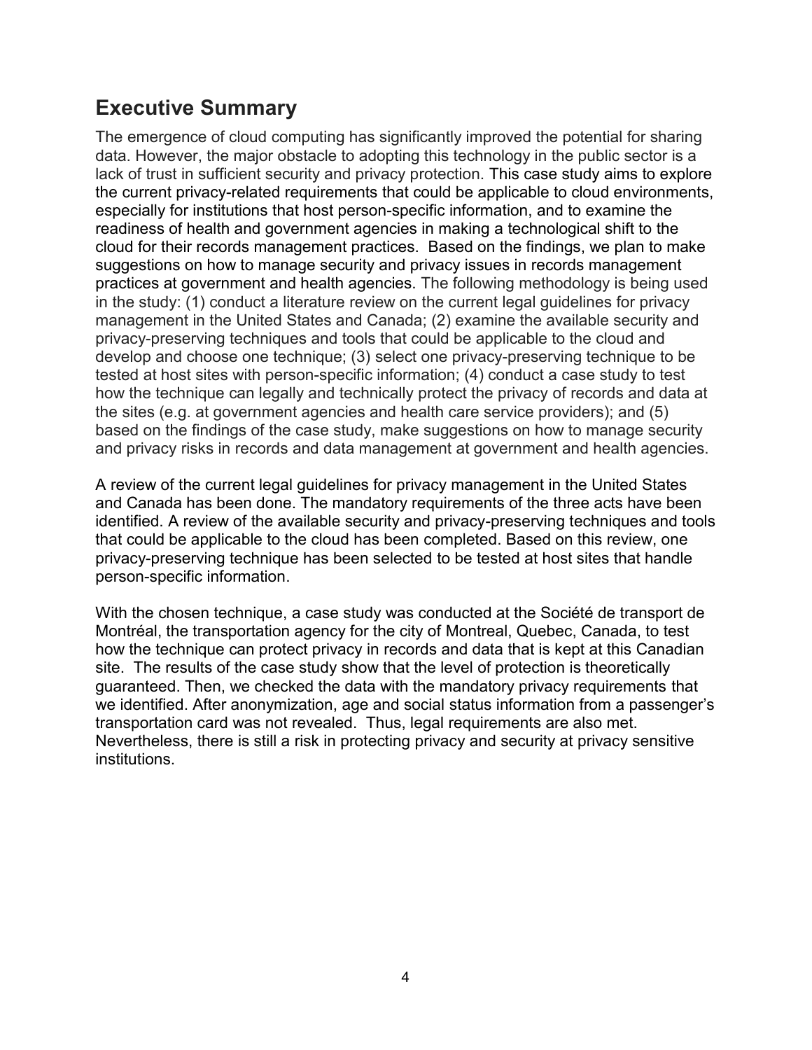## Executive Summary

The emergence of cloud computing has significantly improved the potential for sharing data. However, the major obstacle to adopting this technology in the public sector is a lack of trust in sufficient security and privacy protection. This case study aims to explore the current privacy-related requirements that could be applicable to cloud environments, especially for institutions that host person-specific information, and to examine the readiness of health and government agencies in making a technological shift to the cloud for their records management practices. Based on the findings, we plan to make suggestions on how to manage security and privacy issues in records management practices at government and health agencies. The following methodology is being used in the study: (1) conduct a literature review on the current legal guidelines for privacy management in the United States and Canada; (2) examine the available security and privacy-preserving techniques and tools that could be applicable to the cloud and develop and choose one technique; (3) select one privacy-preserving technique to be tested at host sites with person-specific information; (4) conduct a case study to test how the technique can legally and technically protect the privacy of records and data at the sites (e.g. at government agencies and health care service providers); and (5) based on the findings of the case study, make suggestions on how to manage security and privacy risks in records and data management at government and health agencies.

A review of the current legal guidelines for privacy management in the United States and Canada has been done. The mandatory requirements of the three acts have been identified. A review of the available security and privacy-preserving techniques and tools that could be applicable to the cloud has been completed. Based on this review, one privacy-preserving technique has been selected to be tested at host sites that handle person-specific information.

With the chosen technique, a case study was conducted at the Société de transport de Montréal, the transportation agency for the city of Montreal, Quebec, Canada, to test how the technique can protect privacy in records and data that is kept at this Canadian site. The results of the case study show that the level of protection is theoretically guaranteed. Then, we checked the data with the mandatory privacy requirements that we identified. After anonymization, age and social status information from a passenger's transportation card was not revealed. Thus, legal requirements are also met. Nevertheless, there is still a risk in protecting privacy and security at privacy sensitive institutions.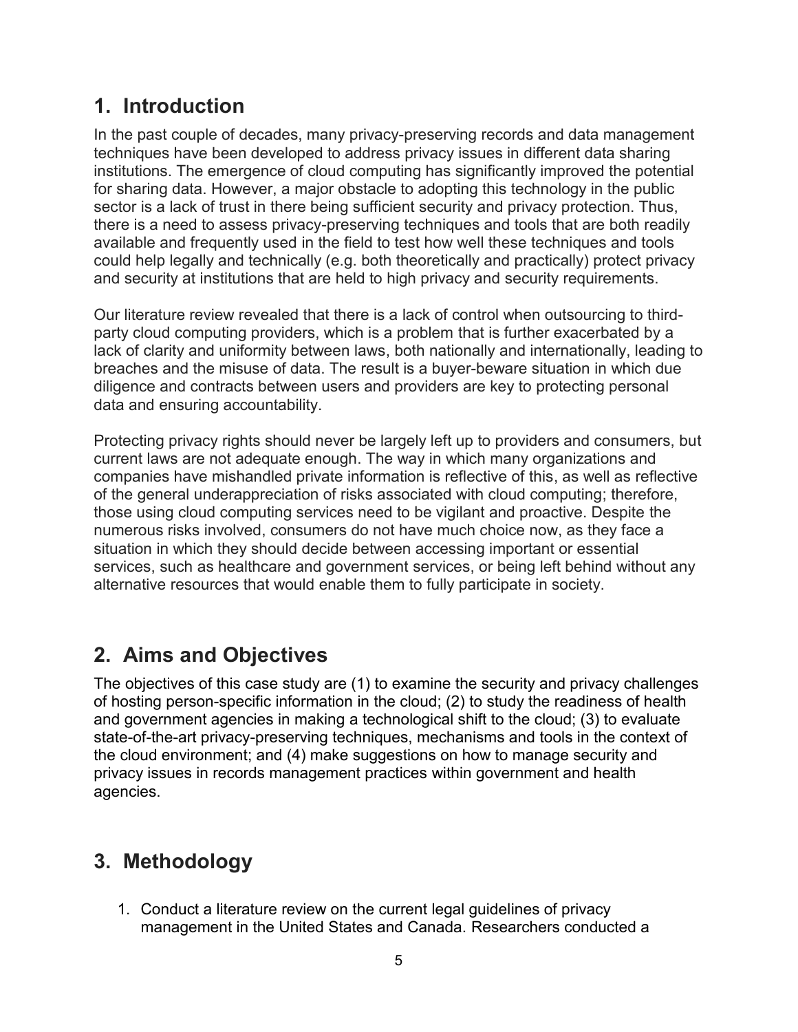## 1. Introduction

In the past couple of decades, many privacy-preserving records and data management techniques have been developed to address privacy issues in different data sharing institutions. The emergence of cloud computing has significantly improved the potential for sharing data. However, a major obstacle to adopting this technology in the public sector is a lack of trust in there being sufficient security and privacy protection. Thus, there is a need to assess privacy-preserving techniques and tools that are both readily available and frequently used in the field to test how well these techniques and tools could help legally and technically (e.g. both theoretically and practically) protect privacy and security at institutions that are held to high privacy and security requirements.

Our literature review revealed that there is a lack of control when outsourcing to third-party cloud computing providers, which is a problem that is further exacerbated by a lack of clarity and uniformity between laws, both nationally and internationally, leading to breaches and the misuse of data. The result is a buyer-beware situation in which due diligence and contracts between users and providers are key to protecting personal data and ensuring accountability.

Protecting privacy rights should never be largely left up to providers and consumers, but current laws are not adequate enough. The way in which many organizations and companies have mishandled private information is reflective of this, as well as reflective of the general underappreciation of risks associated with cloud computing; therefore, those using cloud computing services need to be vigilant and proactive. Despite the numerous risks involved, consumers do not have much choice now, as they face a situation in which they should decide between accessing important or essential services, such as healthcare and government services, or being left behind without any alternative resources that would enable them to fully participate in society.

## 2. Aims and Objectives

The objectives of this case study are (1) to examine the security and privacy challenges of hosting person-specific information in the cloud; (2) to study the readiness of health and government agencies in making a technological shift to the cloud; (3) to evaluate state-of-the-art privacy-preserving techniques, mechanisms and tools in the context of the cloud environment; and (4) make suggestions on how to manage security and privacy issues in records management practices within government and health agencies.

## 3. Methodology

1. Conduct a literature review on the current legal guidelines of privacy management in the United States and Canada. Researchers conducted a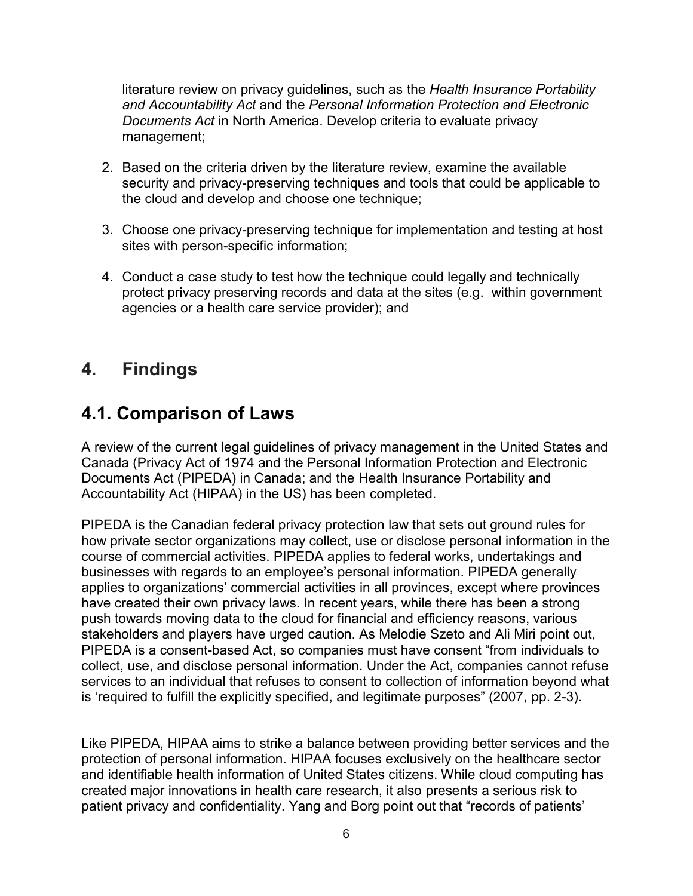literature review on privacy guidelines, such as the *Health Insurance Portability and Accountability Act* and the *Personal Information Protection and Electronic Documents Act* in North America. Develop criteria to evaluate privacy management;

2. Based on the criteria driven by the literature review, examine the available security and privacy-preserving techniques and tools that could be applicable to the cloud and develop and choose one technique;

3. Choose one privacy-preserving technique for implementation and testing at host sites with person-specific information;

4. Conduct a case study to test how the technique could legally and technically protect privacy preserving records and data at the sites (e.g. within government agencies or a health care service provider); and

# 4. Findings

## 4.1. Comparison of Laws

A review of the current legal guidelines of privacy management in the United States and Canada (Privacy Act of 1974 and the Personal Information Protection and Electronic Documents Act (PIPEDA) in Canada; and the Health Insurance Portability and Accountability Act (HIPAA) in the US) has been completed.

PIPEDA is the Canadian federal privacy protection law that sets out ground rules for how private sector organizations may collect, use or disclose personal information in the course of commercial activities. PIPEDA applies to federal works, undertakings and businesses with regards to an employee's personal information. PIPEDA generally applies to organizations' commercial activities in all provinces, except where provinces have created their own privacy laws. In recent years, while there has been a strong push towards moving data to the cloud for financial and efficiency reasons, various stakeholders and players have urged caution. As Melodie Szeto and Ali Miri point out, PIPEDA is a consent-based Act, so companies must have consent "from individuals to collect, use, and disclose personal information. Under the Act, companies cannot refuse services to an individual that refuses to consent to collection of information beyond what is 'required to fulfill the explicitly specified, and legitimate purposes" (2007, pp. 2-3).

Like PIPEDA, HIPAA aims to strike a balance between providing better services and the protection of personal information. HIPAA focuses exclusively on the healthcare sector and identifiable health information of United States citizens. While cloud computing has created major innovations in health care research, it also presents a serious risk to patient privacy and confidentiality. Yang and Borg point out that "records of patients'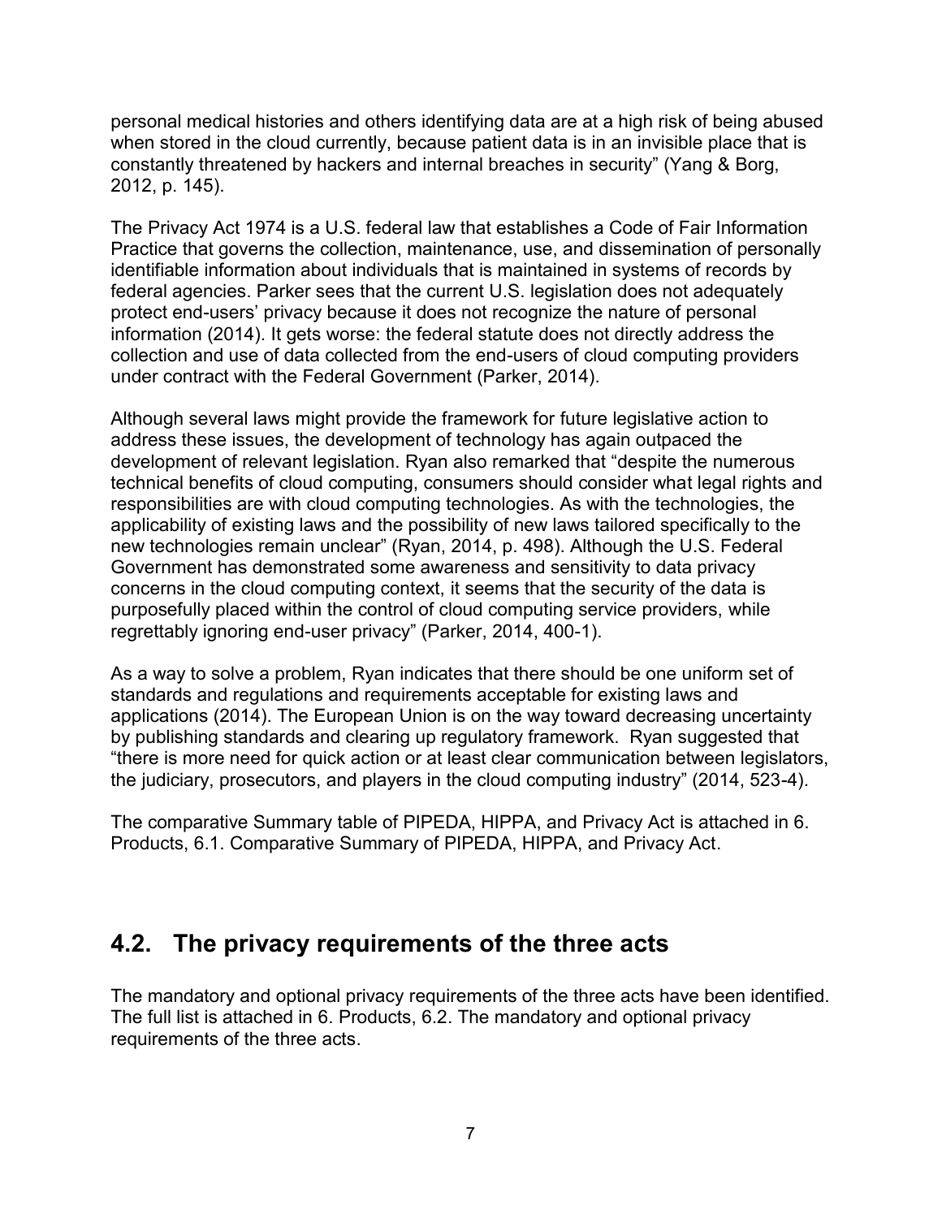personal medical histories and others identifying data are at a high risk of being abused when stored in the cloud currently, because patient data is in an invisible place that is constantly threatened by hackers and internal breaches in security" (Yang & Borg, 2012, p. 145).

The Privacy Act 1974 is a U.S. federal law that establishes a Code of Fair Information Practice that governs the collection, maintenance, use, and dissemination of personally identifiable information about individuals that is maintained in systems of records by federal agencies. Parker sees that the current U.S. legislation does not adequately protect end-users' privacy because it does not recognize the nature of personal information (2014). It gets worse: the federal statute does not directly address the collection and use of data collected from the end-users of cloud computing providers under contract with the Federal Government (Parker, 2014).

Although several laws might provide the framework for future legislative action to address these issues, the development of technology has again outpaced the development of relevant legislation. Ryan also remarked that "despite the numerous technical benefits of cloud computing, consumers should consider what legal rights and responsibilities are with cloud computing technologies. As with the technologies, the applicability of existing laws and the possibility of new laws tailored specifically to the new technologies remain unclear" (Ryan, 2014, p. 498). Although the U.S. Federal Government has demonstrated some awareness and sensitivity to data privacy concerns in the cloud computing context, it seems that the security of the data is purposefully placed within the control of cloud computing service providers, while regrettably ignoring end-user privacy" (Parker, 2014, 400-1).

As a way to solve a problem, Ryan indicates that there should be one uniform set of standards and regulations and requirements acceptable for existing laws and applications (2014). The European Union is on the way toward decreasing uncertainty by publishing standards and clearing up regulatory framework. Ryan suggested that "there is more need for quick action or at least clear communication between legislators, the judiciary, prosecutors, and players in the cloud computing industry" (2014, 523-4).

The comparative Summary table of PIPEDA, HIPPA, and Privacy Act is attached in 6. Products, 6.1. Comparative Summary of PIPEDA, HIPPA, and Privacy Act.

## 4.2. The privacy requirements of the three acts

The mandatory and optional privacy requirements of the three acts have been identified. The full list is attached in 6. Products, 6.2. The mandatory and optional privacy requirements of the three acts.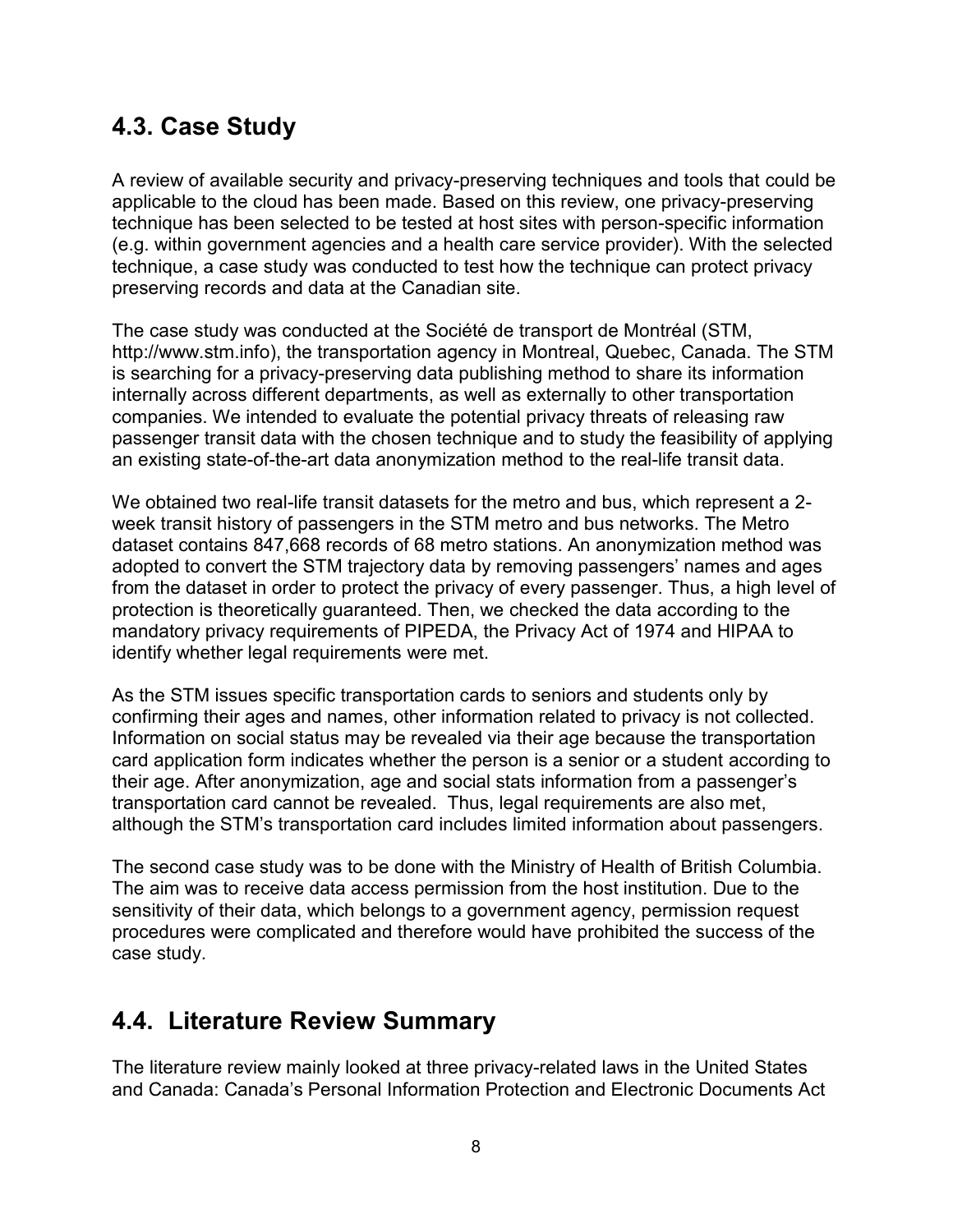## 4.3. Case Study

A review of available security and privacy-preserving techniques and tools that could be applicable to the cloud has been made. Based on this review, one privacy-preserving technique has been selected to be tested at host sites with person-specific information (e.g. within government agencies and a health care service provider). With the selected technique, a case study was conducted to test how the technique can protect privacy preserving records and data at the Canadian site.

The case study was conducted at the Société de transport de Montréal (STM, http://www.stm.info), the transportation agency in Montreal, Quebec, Canada. The STM is searching for a privacy-preserving data publishing method to share its information internally across different departments, as well as externally to other transportation companies. We intended to evaluate the potential privacy threats of releasing raw passenger transit data with the chosen technique and to study the feasibility of applying an existing state-of-the-art data anonymization method to the real-life transit data.

We obtained two real-life transit datasets for the metro and bus, which represent a 2-week transit history of passengers in the STM metro and bus networks. The Metro dataset contains 847,668 records of 68 metro stations. An anonymization method was adopted to convert the STM trajectory data by removing passengers' names and ages from the dataset in order to protect the privacy of every passenger. Thus, a high level of protection is theoretically guaranteed. Then, we checked the data according to the mandatory privacy requirements of PIPEDA, the Privacy Act of 1974 and HIPAA to identify whether legal requirements were met.

As the STM issues specific transportation cards to seniors and students only by confirming their ages and names, other information related to privacy is not collected. Information on social status may be revealed via their age because the transportation card application form indicates whether the person is a senior or a student according to their age. After anonymization, age and social stats information from a passenger's transportation card cannot be revealed. Thus, legal requirements are also met, although the STM's transportation card includes limited information about passengers.

The second case study was to be done with the Ministry of Health of British Columbia. The aim was to receive data access permission from the host institution. Due to the sensitivity of their data, which belongs to a government agency, permission request procedures were complicated and therefore would have prohibited the success of the case study.

## 4.4. Literature Review Summary

The literature review mainly looked at three privacy-related laws in the United States and Canada: Canada's Personal Information Protection and Electronic Documents Act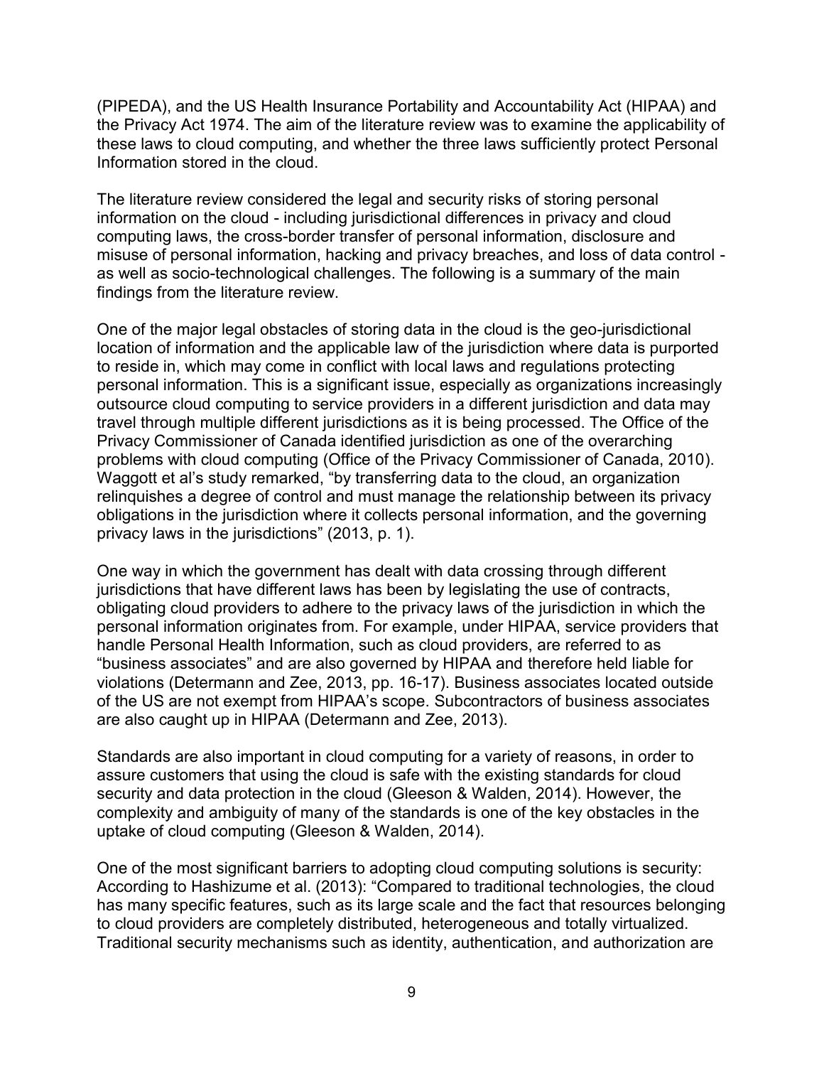(PIPEDA), and the US Health Insurance Portability and Accountability Act (HIPAA) and the Privacy Act 1974. The aim of the literature review was to examine the applicability of these laws to cloud computing, and whether the three laws sufficiently protect Personal Information stored in the cloud.

The literature review considered the legal and security risks of storing personal information on the cloud - including jurisdictional differences in privacy and cloud computing laws, the cross-border transfer of personal information, disclosure and misuse of personal information, hacking and privacy breaches, and loss of data control - as well as socio-technological challenges. The following is a summary of the main findings from the literature review.

One of the major legal obstacles of storing data in the cloud is the geo-jurisdictional location of information and the applicable law of the jurisdiction where data is purported to reside in, which may come in conflict with local laws and regulations protecting personal information. This is a significant issue, especially as organizations increasingly outsource cloud computing to service providers in a different jurisdiction and data may travel through multiple different jurisdictions as it is being processed. The Office of the Privacy Commissioner of Canada identified jurisdiction as one of the overarching problems with cloud computing (Office of the Privacy Commissioner of Canada, 2010). Waggott et al's study remarked, "by transferring data to the cloud, an organization relinquishes a degree of control and must manage the relationship between its privacy obligations in the jurisdiction where it collects personal information, and the governing privacy laws in the jurisdictions" (2013, p. 1).

One way in which the government has dealt with data crossing through different jurisdictions that have different laws has been by legislating the use of contracts, obligating cloud providers to adhere to the privacy laws of the jurisdiction in which the personal information originates from. For example, under HIPAA, service providers that handle Personal Health Information, such as cloud providers, are referred to as "business associates" and are also governed by HIPAA and therefore held liable for violations (Determann and Zee, 2013, pp. 16-17). Business associates located outside of the US are not exempt from HIPAA's scope. Subcontractors of business associates are also caught up in HIPAA (Determann and Zee, 2013).

Standards are also important in cloud computing for a variety of reasons, in order to assure customers that using the cloud is safe with the existing standards for cloud security and data protection in the cloud (Gleeson & Walden, 2014). However, the complexity and ambiguity of many of the standards is one of the key obstacles in the uptake of cloud computing (Gleeson & Walden, 2014).

One of the most significant barriers to adopting cloud computing solutions is security: According to Hashizume et al. (2013): "Compared to traditional technologies, the cloud has many specific features, such as its large scale and the fact that resources belonging to cloud providers are completely distributed, heterogeneous and totally virtualized. Traditional security mechanisms such as identity, authentication, and authorization are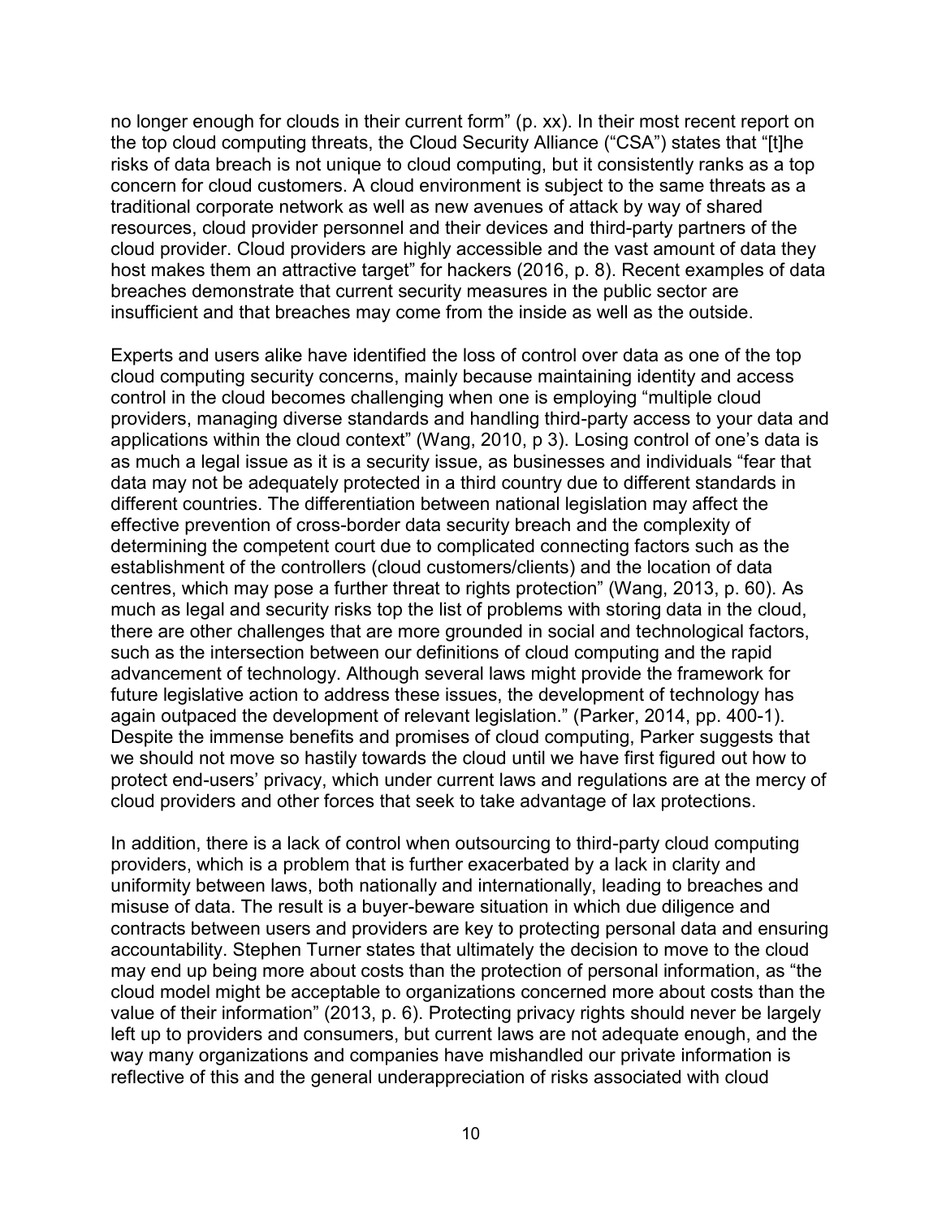no longer enough for clouds in their current form" (p. xx). In their most recent report on the top cloud computing threats, the Cloud Security Alliance ("CSA") states that "[t]he risks of data breach is not unique to cloud computing, but it consistently ranks as a top concern for cloud customers. A cloud environment is subject to the same threats as a traditional corporate network as well as new avenues of attack by way of shared resources, cloud provider personnel and their devices and third-party partners of the cloud provider. Cloud providers are highly accessible and the vast amount of data they host makes them an attractive target" for hackers (2016, p. 8). Recent examples of data breaches demonstrate that current security measures in the public sector are insufficient and that breaches may come from the inside as well as the outside.

Experts and users alike have identified the loss of control over data as one of the top cloud computing security concerns, mainly because maintaining identity and access control in the cloud becomes challenging when one is employing "multiple cloud providers, managing diverse standards and handling third-party access to your data and applications within the cloud context" (Wang, 2010, p 3). Losing control of one's data is as much a legal issue as it is a security issue, as businesses and individuals "fear that data may not be adequately protected in a third country due to different standards in different countries. The differentiation between national legislation may affect the effective prevention of cross-border data security breach and the complexity of determining the competent court due to complicated connecting factors such as the establishment of the controllers (cloud customers/clients) and the location of data centres, which may pose a further threat to rights protection" (Wang, 2013, p. 60). As much as legal and security risks top the list of problems with storing data in the cloud, there are other challenges that are more grounded in social and technological factors, such as the intersection between our definitions of cloud computing and the rapid advancement of technology. Although several laws might provide the framework for future legislative action to address these issues, the development of technology has again outpaced the development of relevant legislation." (Parker, 2014, pp. 400-1). Despite the immense benefits and promises of cloud computing, Parker suggests that we should not move so hastily towards the cloud until we have first figured out how to protect end-users' privacy, which under current laws and regulations are at the mercy of cloud providers and other forces that seek to take advantage of lax protections.

In addition, there is a lack of control when outsourcing to third-party cloud computing providers, which is a problem that is further exacerbated by a lack in clarity and uniformity between laws, both nationally and internationally, leading to breaches and misuse of data. The result is a buyer-beware situation in which due diligence and contracts between users and providers are key to protecting personal data and ensuring accountability. Stephen Turner states that ultimately the decision to move to the cloud may end up being more about costs than the protection of personal information, as "the cloud model might be acceptable to organizations concerned more about costs than the value of their information" (2013, p. 6). Protecting privacy rights should never be largely left up to providers and consumers, but current laws are not adequate enough, and the way many organizations and companies have mishandled our private information is reflective of this and the general underappreciation of risks associated with cloud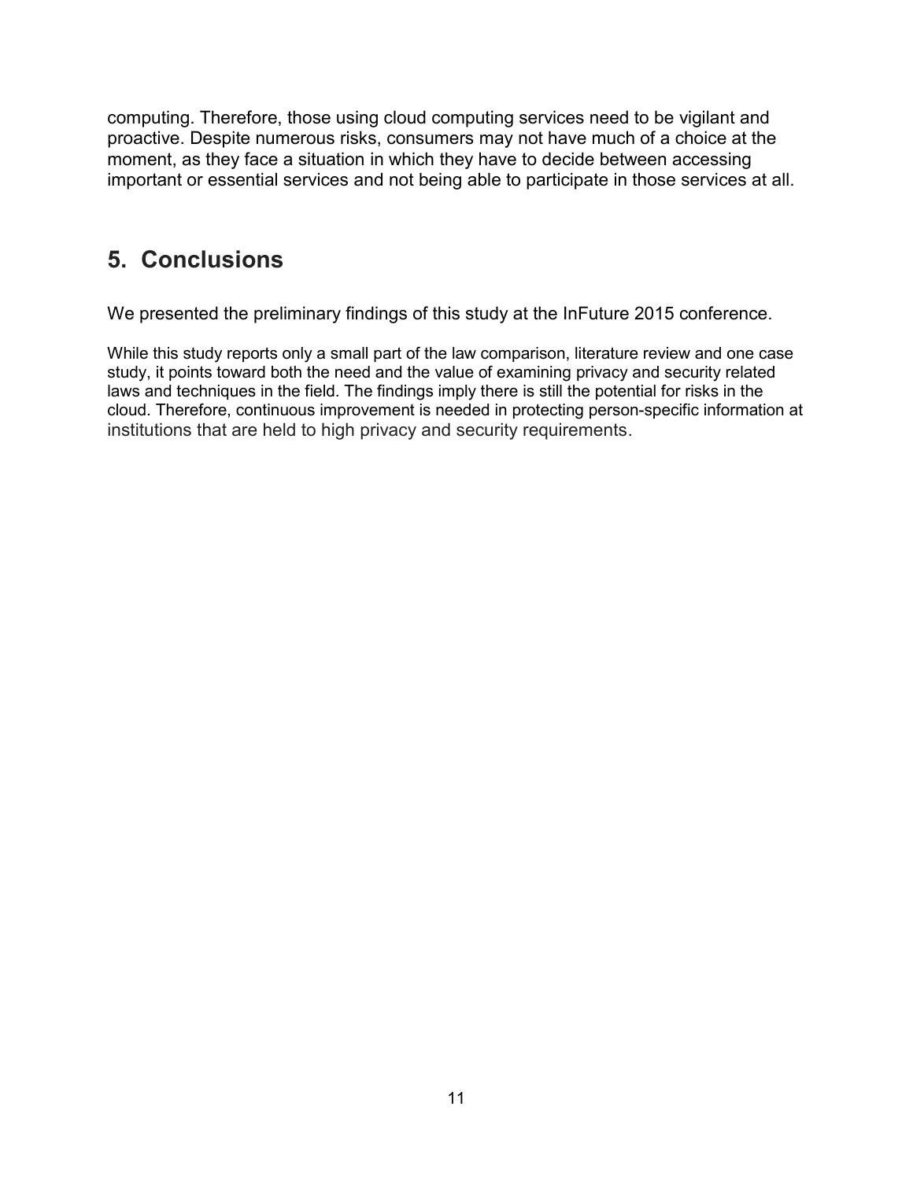computing. Therefore, those using cloud computing services need to be vigilant and proactive. Despite numerous risks, consumers may not have much of a choice at the moment, as they face a situation in which they have to decide between accessing important or essential services and not being able to participate in those services at all.

## 5. Conclusions

We presented the preliminary findings of this study at the InFuture 2015 conference.

While this study reports only a small part of the law comparison, literature review and one case study, it points toward both the need and the value of examining privacy and security related laws and techniques in the field. The findings imply there is still the potential for risks in the cloud. Therefore, continuous improvement is needed in protecting person-specific information at institutions that are held to high privacy and security requirements.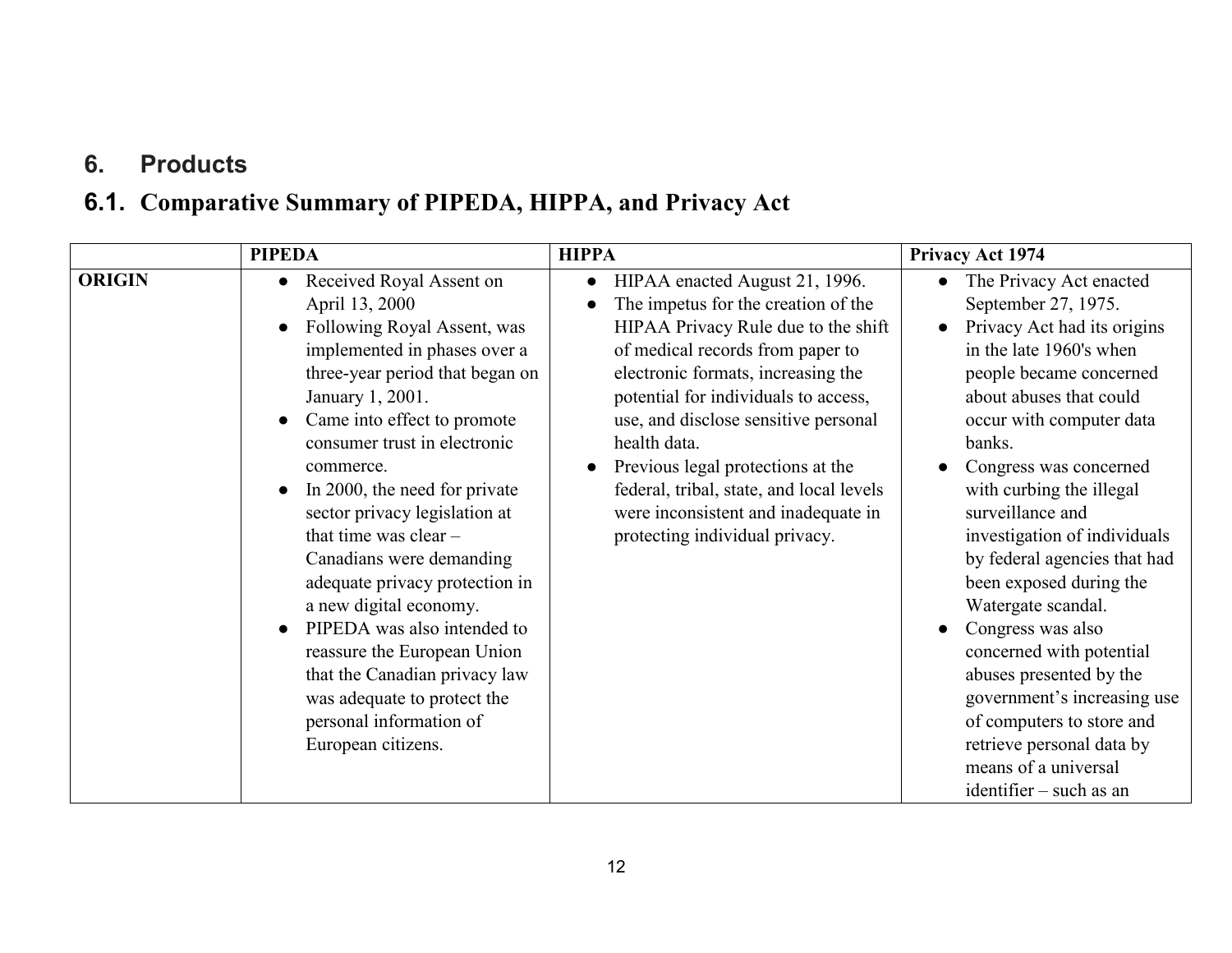# 6. Products

## 6.1. Comparative Summary of PIPEDA, HIPPA, and Privacy Act

| | PIPEDA | HIPPA | Privacy Act 1974 |
|---|---|---|---|
| **ORIGIN** | • Received Royal Assent on April 13, 2000<br>• Following Royal Assent, was implemented in phases over a three-year period that began on January 1, 2001.<br>• Came into effect to promote consumer trust in electronic commerce.<br>• In 2000, the need for private sector privacy legislation at that time was clear – Canadians were demanding adequate privacy protection in a new digital economy.<br>• PIPEDA was also intended to reassure the European Union that the Canadian privacy law was adequate to protect the personal information of European citizens. | • HIPAA enacted August 21, 1996.<br>• The impetus for the creation of the HIPAA Privacy Rule due to the shift of medical records from paper to electronic formats, increasing the potential for individuals to access, use, and disclose sensitive personal health data.<br>• Previous legal protections at the federal, tribal, state, and local levels were inconsistent and inadequate in protecting individual privacy. | • The Privacy Act enacted September 27, 1975.<br>• Privacy Act had its origins in the late 1960's when people became concerned about abuses that could occur with computer data banks.<br>• Congress was concerned with curbing the illegal surveillance and investigation of individuals by federal agencies that had been exposed during the Watergate scandal.<br>• Congress was also concerned with potential abuses presented by the government's increasing use of computers to store and retrieve personal data by means of a universal identifier – such as an |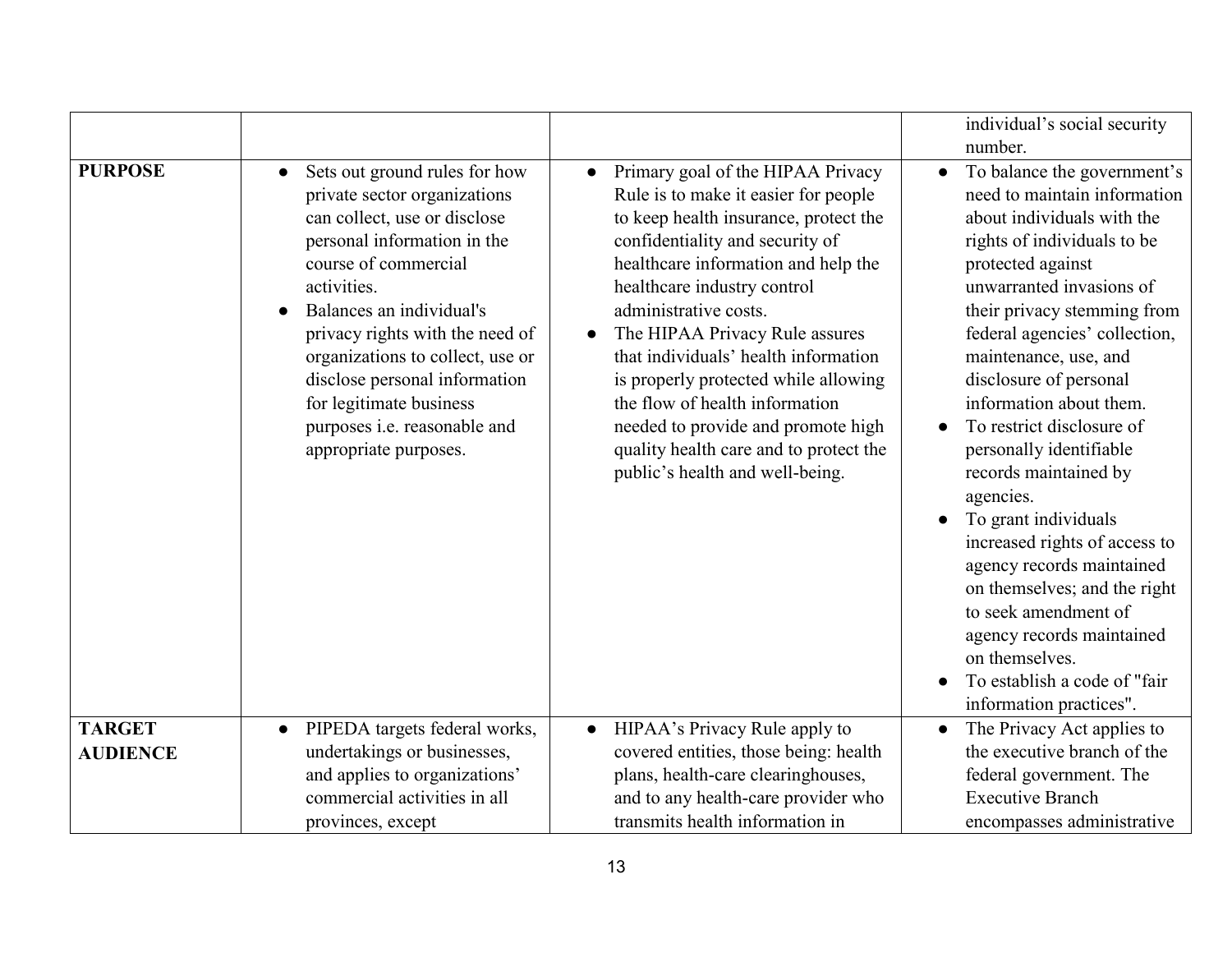| | | | |
|---|---|---|---|
| | | | individual's social security number. |
| **PURPOSE** | • Sets out ground rules for how private sector organizations can collect, use or disclose personal information in the course of commercial activities.<br>• Balances an individual's privacy rights with the need of organizations to collect, use or disclose personal information for legitimate business purposes i.e. reasonable and appropriate purposes. | • Primary goal of the HIPAA Privacy Rule is to make it easier for people to keep health insurance, protect the confidentiality and security of healthcare information and help the healthcare industry control administrative costs.<br>• The HIPAA Privacy Rule assures that individuals' health information is properly protected while allowing the flow of health information needed to provide and promote high quality health care and to protect the public's health and well-being. | • To balance the government's need to maintain information about individuals with the rights of individuals to be protected against unwarranted invasions of their privacy stemming from federal agencies' collection, maintenance, use, and disclosure of personal information about them.<br>• To restrict disclosure of personally identifiable records maintained by agencies.<br>• To grant individuals increased rights of access to agency records maintained on themselves; and the right to seek amendment of agency records maintained on themselves.<br>• To establish a code of "fair information practices". |
| **TARGET AUDIENCE** | • PIPEDA targets federal works, undertakings or businesses, and applies to organizations' commercial activities in all provinces, except | • HIPAA's Privacy Rule apply to covered entities, those being: health plans, health-care clearinghouses, and to any health-care provider who transmits health information in | • The Privacy Act applies to the executive branch of the federal government. The Executive Branch encompasses administrative |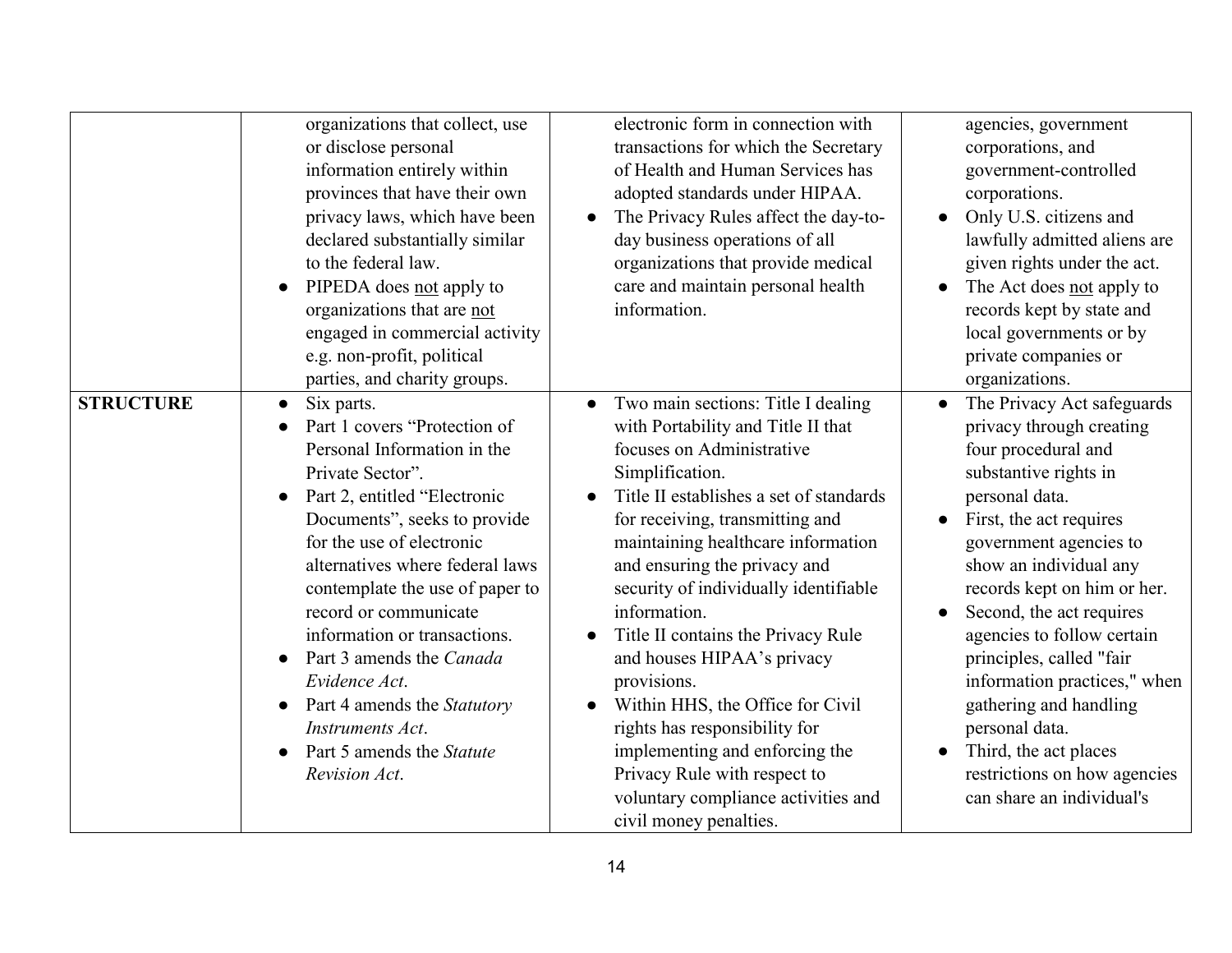| | | | |
|---|---|---|---|
| | organizations that collect, use or disclose personal information entirely within provinces that have their own privacy laws, which have been declared substantially similar to the federal law.<br>● PIPEDA does <u>not</u> apply to organizations that are <u>not</u> engaged in commercial activity e.g. non-profit, political parties, and charity groups. | electronic form in connection with transactions for which the Secretary of Health and Human Services has adopted standards under HIPAA.<br>● The Privacy Rules affect the day-to-day business operations of all organizations that provide medical care and maintain personal health information. | agencies, government corporations, and government-controlled corporations.<br>● Only U.S. citizens and lawfully admitted aliens are given rights under the act.<br>● The Act does <u>not</u> apply to records kept by state and local governments or by private companies or organizations. |
| **STRUCTURE** | ● Six parts.<br>● Part 1 covers "Protection of Personal Information in the Private Sector".<br>● Part 2, entitled "Electronic Documents", seeks to provide for the use of electronic alternatives where federal laws contemplate the use of paper to record or communicate information or transactions.<br>● Part 3 amends the *Canada Evidence Act*.<br>● Part 4 amends the *Statutory Instruments Act*.<br>● Part 5 amends the *Statute Revision Act*. | ● Two main sections: Title I dealing with Portability and Title II that focuses on Administrative Simplification.<br>● Title II establishes a set of standards for receiving, transmitting and maintaining healthcare information and ensuring the privacy and security of individually identifiable information.<br>● Title II contains the Privacy Rule and houses HIPAA's privacy provisions.<br>● Within HHS, the Office for Civil rights has responsibility for implementing and enforcing the Privacy Rule with respect to voluntary compliance activities and civil money penalties. | ● The Privacy Act safeguards privacy through creating four procedural and substantive rights in personal data.<br>● First, the act requires government agencies to show an individual any records kept on him or her.<br>● Second, the act requires agencies to follow certain principles, called "fair information practices," when gathering and handling personal data.<br>● Third, the act places restrictions on how agencies can share an individual's |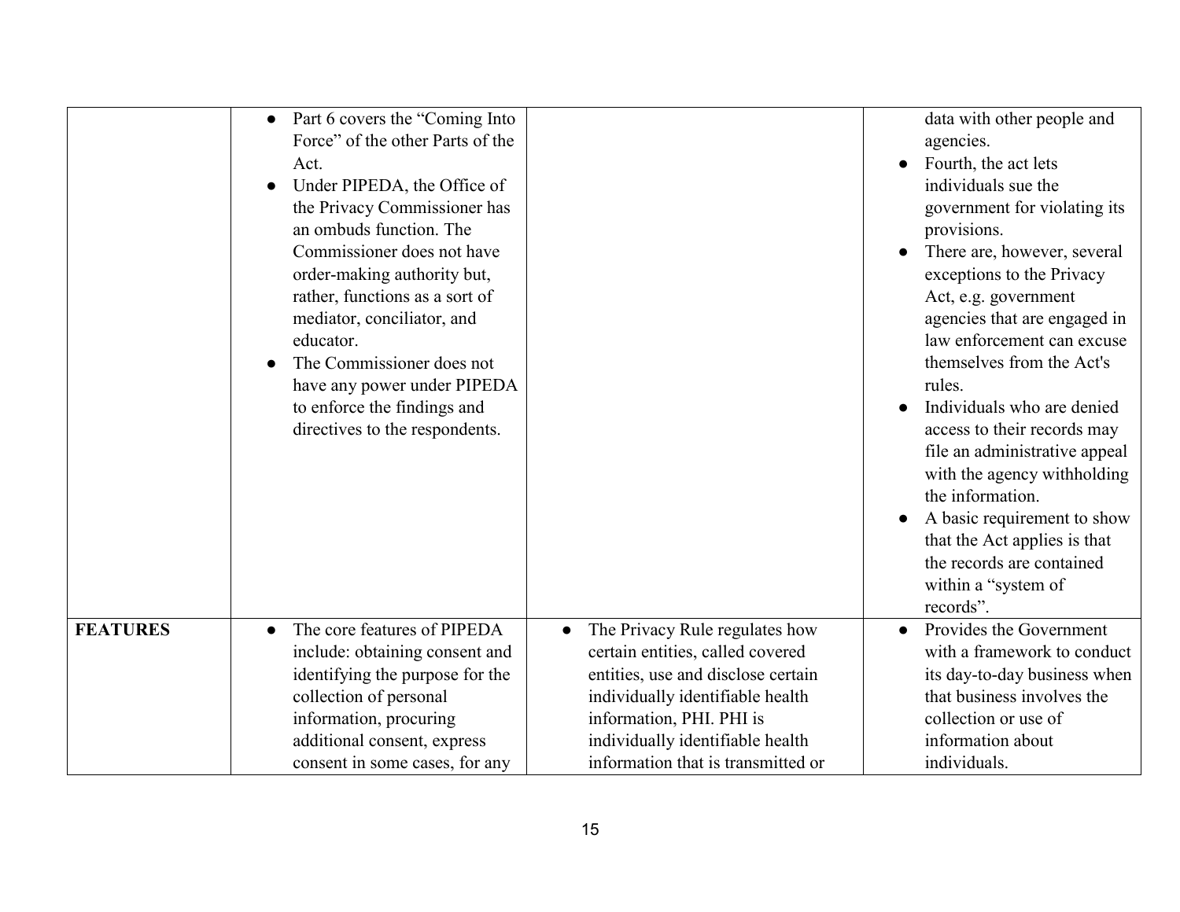| | | | |
|---|---|---|---|
| | • Part 6 covers the "Coming Into Force" of the other Parts of the Act.<br>• Under PIPEDA, the Office of the Privacy Commissioner has an ombuds function. The Commissioner does not have order-making authority but, rather, functions as a sort of mediator, conciliator, and educator.<br>• The Commissioner does not have any power under PIPEDA to enforce the findings and directives to the respondents. | | data with other people and agencies.<br>• Fourth, the act lets individuals sue the government for violating its provisions.<br>• There are, however, several exceptions to the Privacy Act, e.g. government agencies that are engaged in law enforcement can excuse themselves from the Act's rules.<br>• Individuals who are denied access to their records may file an administrative appeal with the agency withholding the information.<br>• A basic requirement to show that the Act applies is that the records are contained within a "system of records". |
| **FEATURES** | • The core features of PIPEDA include: obtaining consent and identifying the purpose for the collection of personal information, procuring additional consent, express consent in some cases, for any | • The Privacy Rule regulates how certain entities, called covered entities, use and disclose certain individually identifiable health information, PHI. PHI is individually identifiable health information that is transmitted or | • Provides the Government with a framework to conduct its day-to-day business when that business involves the collection or use of information about individuals. |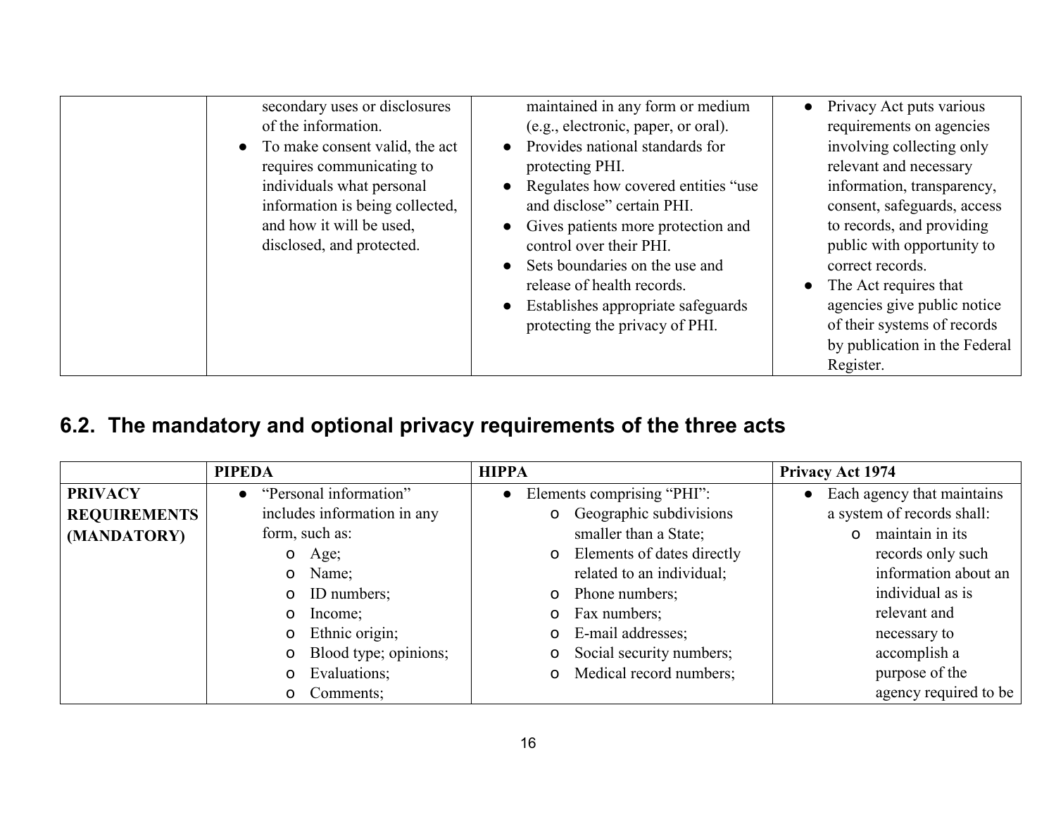| | | | |
|---|---|---|---|
| | secondary uses or disclosures of the information.<br>● To make consent valid, the act requires communicating to individuals what personal information is being collected, and how it will be used, disclosed, and protected. | maintained in any form or medium (e.g., electronic, paper, or oral).<br>● Provides national standards for protecting PHI.<br>● Regulates how covered entities "use and disclose" certain PHI.<br>● Gives patients more protection and control over their PHI.<br>● Sets boundaries on the use and release of health records.<br>● Establishes appropriate safeguards protecting the privacy of PHI. | ● Privacy Act puts various requirements on agencies involving collecting only relevant and necessary information, transparency, consent, safeguards, access to records, and providing public with opportunity to correct records.<br>● The Act requires that agencies give public notice of their systems of records by publication in the Federal Register. |

## 6.2. The mandatory and optional privacy requirements of the three acts

| | PIPEDA | HIPPA | Privacy Act 1974 |
|---|---|---|---|
| **PRIVACY REQUIREMENTS (MANDATORY)** | ● "Personal information" includes information in any form, such as:<br>o Age;<br>o Name;<br>o ID numbers;<br>o Income;<br>o Ethnic origin;<br>o Blood type; opinions;<br>o Evaluations;<br>o Comments; | ● Elements comprising "PHI":<br>o Geographic subdivisions smaller than a State;<br>o Elements of dates directly related to an individual;<br>o Phone numbers;<br>o Fax numbers;<br>o E-mail addresses;<br>o Social security numbers;<br>o Medical record numbers; | ● Each agency that maintains a system of records shall:<br>o maintain in its records only such information about an individual as is relevant and necessary to accomplish a purpose of the agency required to be |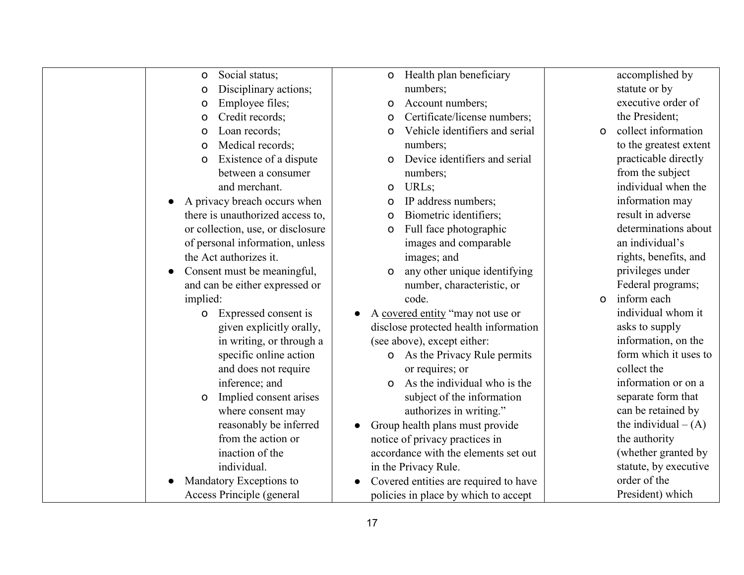| | | | |
|---|---|---|---|
| | <ul><li>o Social status;</li><li>o Disciplinary actions;</li><li>o Employee files;</li><li>o Credit records;</li><li>o Loan records;</li><li>o Medical records;</li><li>o Existence of a dispute between a consumer and merchant.</li></ul>● A privacy breach occurs when there is unauthorized access to, or collection, use, or disclosure of personal information, unless the Act authorizes it.<br>● Consent must be meaningful, and can be either expressed or implied:<ul><li>o Expressed consent is given explicitly orally, in writing, or through a specific online action and does not require inference; and</li><li>o Implied consent arises where consent may reasonably be inferred from the action or inaction of the individual.</li></ul>● Mandatory Exceptions to Access Principle (general | <ul><li>o Health plan beneficiary numbers;</li><li>o Account numbers;</li><li>o Certificate/license numbers;</li><li>o Vehicle identifiers and serial numbers;</li><li>o Device identifiers and serial numbers;</li><li>o URLs;</li><li>o IP address numbers;</li><li>o Biometric identifiers;</li><li>o Full face photographic images and comparable images; and</li><li>o any other unique identifying number, characteristic, or code.</li></ul>● A <u>covered entity</u> "may not use or disclose protected health information (see above), except either:<ul><li>o As the Privacy Rule permits or requires; or</li><li>o As the individual who is the subject of the information authorizes in writing."</li></ul>● Group health plans must provide notice of privacy practices in accordance with the elements set out in the Privacy Rule.<br>● Covered entities are required to have policies in place by which to accept | accomplished by statute or by executive order of the President;<ul><li>o collect information to the greatest extent practicable directly from the subject individual when the information may result in adverse determinations about an individual's rights, benefits, and privileges under Federal programs;</li><li>o inform each individual whom it asks to supply information, on the form which it uses to collect the information or on a separate form that can be retained by the individual – (A) the authority (whether granted by statute, by executive order of the President) which</li></ul> |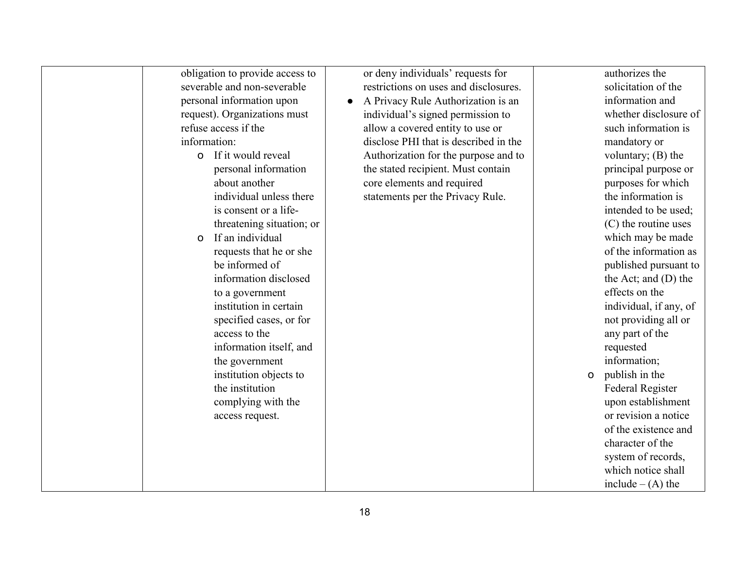| | | | |
|---|---|---|---|
| | obligation to provide access to severable and non-severable personal information upon request). Organizations must refuse access if the information:<br>o If it would reveal personal information about another individual unless there is consent or a life-threatening situation; or<br>o If an individual requests that he or she be informed of information disclosed to a government institution in certain specified cases, or for access to the information itself, and the government institution objects to the institution complying with the access request. | or deny individuals' requests for restrictions on uses and disclosures.<br>● A Privacy Rule Authorization is an individual's signed permission to allow a covered entity to use or disclose PHI that is described in the Authorization for the purpose and to the stated recipient. Must contain core elements and required statements per the Privacy Rule. | authorizes the solicitation of the information and whether disclosure of such information is mandatory or voluntary; (B) the principal purpose or purposes for which the information is intended to be used; (C) the routine uses which may be made of the information as published pursuant to the Act; and (D) the effects on the individual, if any, of not providing all or any part of the requested information;<br>o publish in the Federal Register upon establishment or revision a notice of the existence and character of the system of records, which notice shall include – (A) the |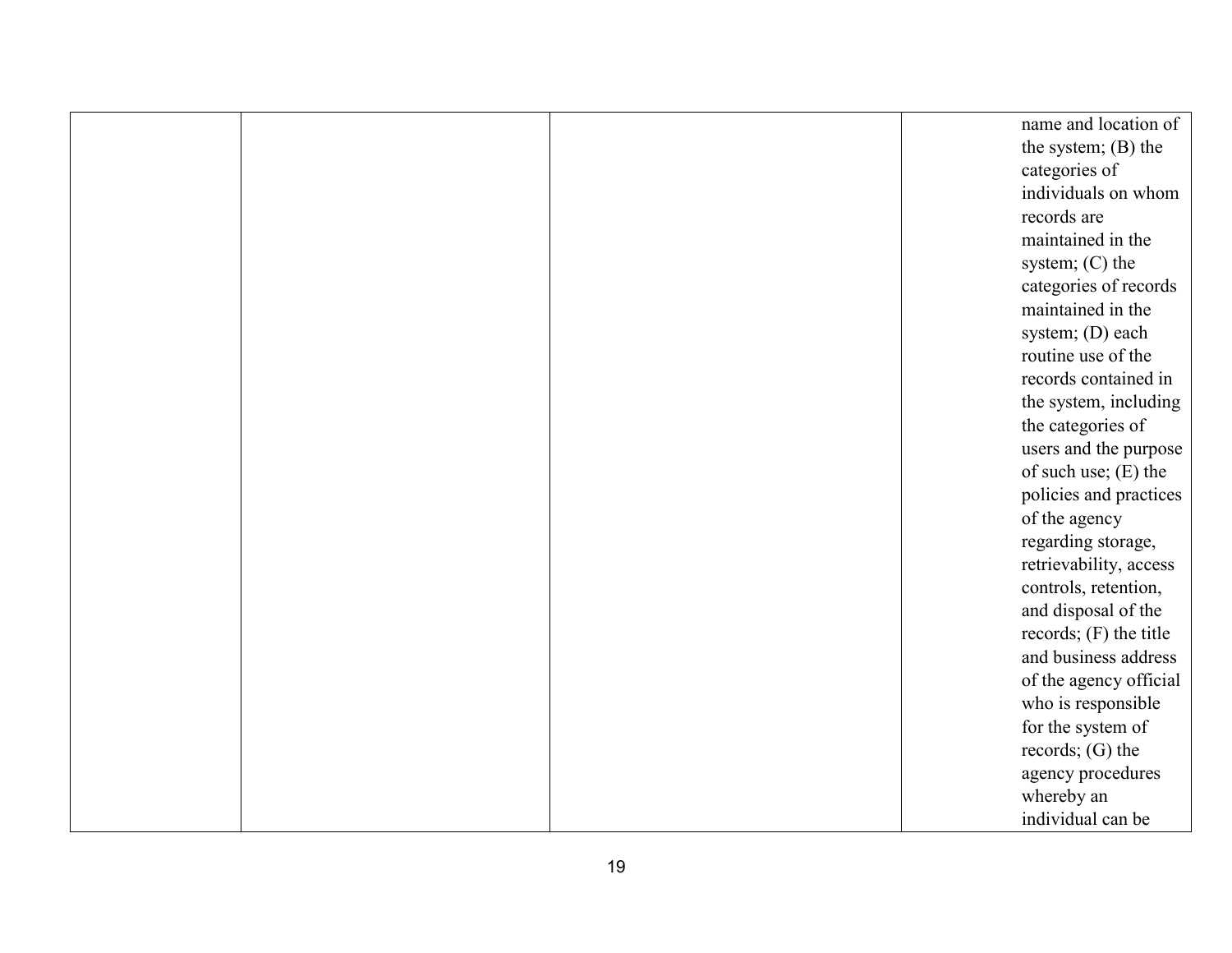| | | | |
|---|---|---|---|
| | | | name and location of the system; (B) the categories of individuals on whom records are maintained in the system; (C) the categories of records maintained in the system; (D) each routine use of the records contained in the system, including the categories of users and the purpose of such use; (E) the policies and practices of the agency regarding storage, retrievability, access controls, retention, and disposal of the records; (F) the title and business address of the agency official who is responsible for the system of records; (G) the agency procedures whereby an individual can be |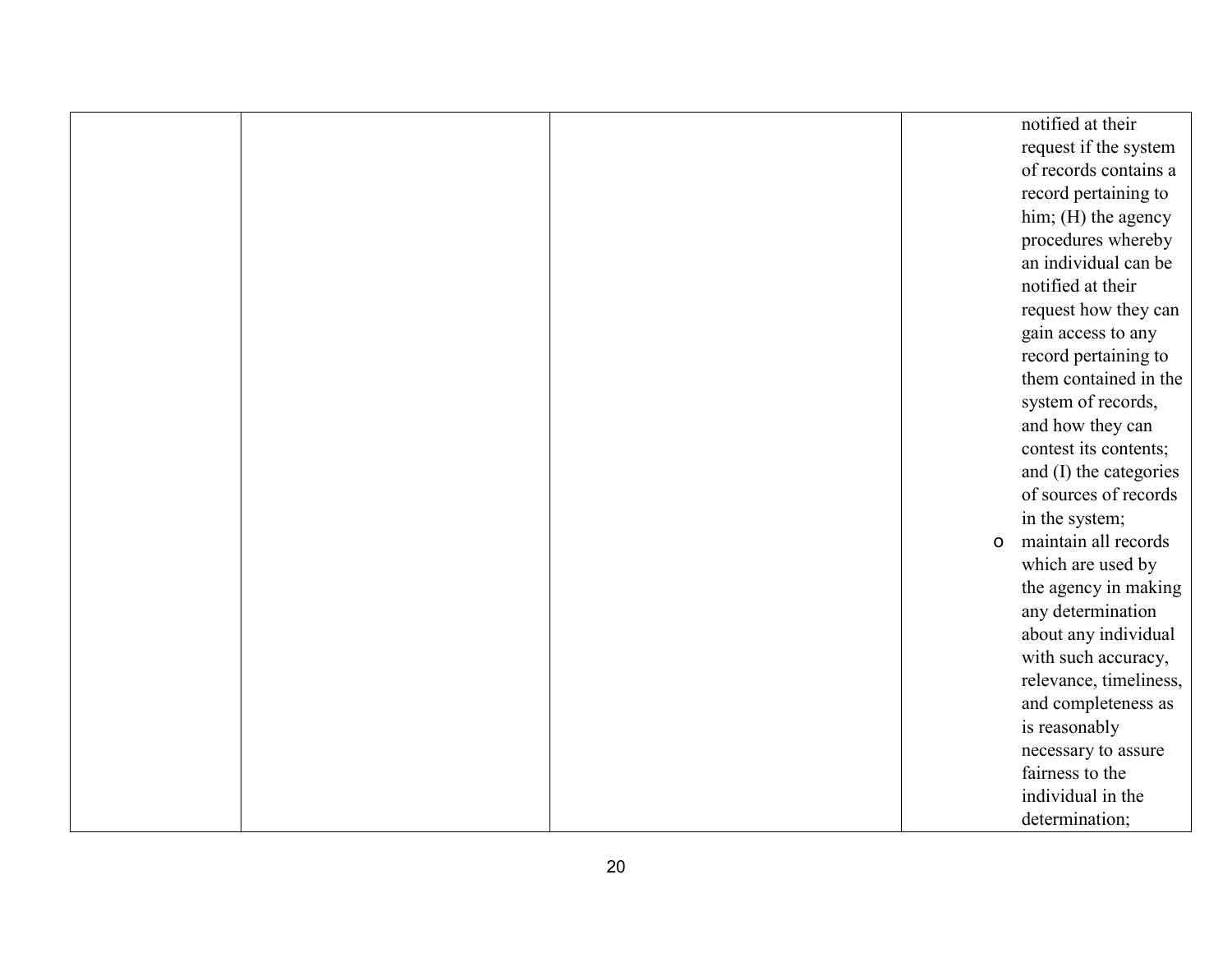| | | | notified at their request if the system of records contains a record pertaining to him; (H) the agency procedures whereby an individual can be notified at their request how they can gain access to any record pertaining to them contained in the system of records, and how they can contest its contents; and (I) the categories of sources of records in the system;<br>o maintain all records which are used by the agency in making any determination about any individual with such accuracy, relevance, timeliness, and completeness as is reasonably necessary to assure fairness to the individual in the determination; |
|---|---|---|---|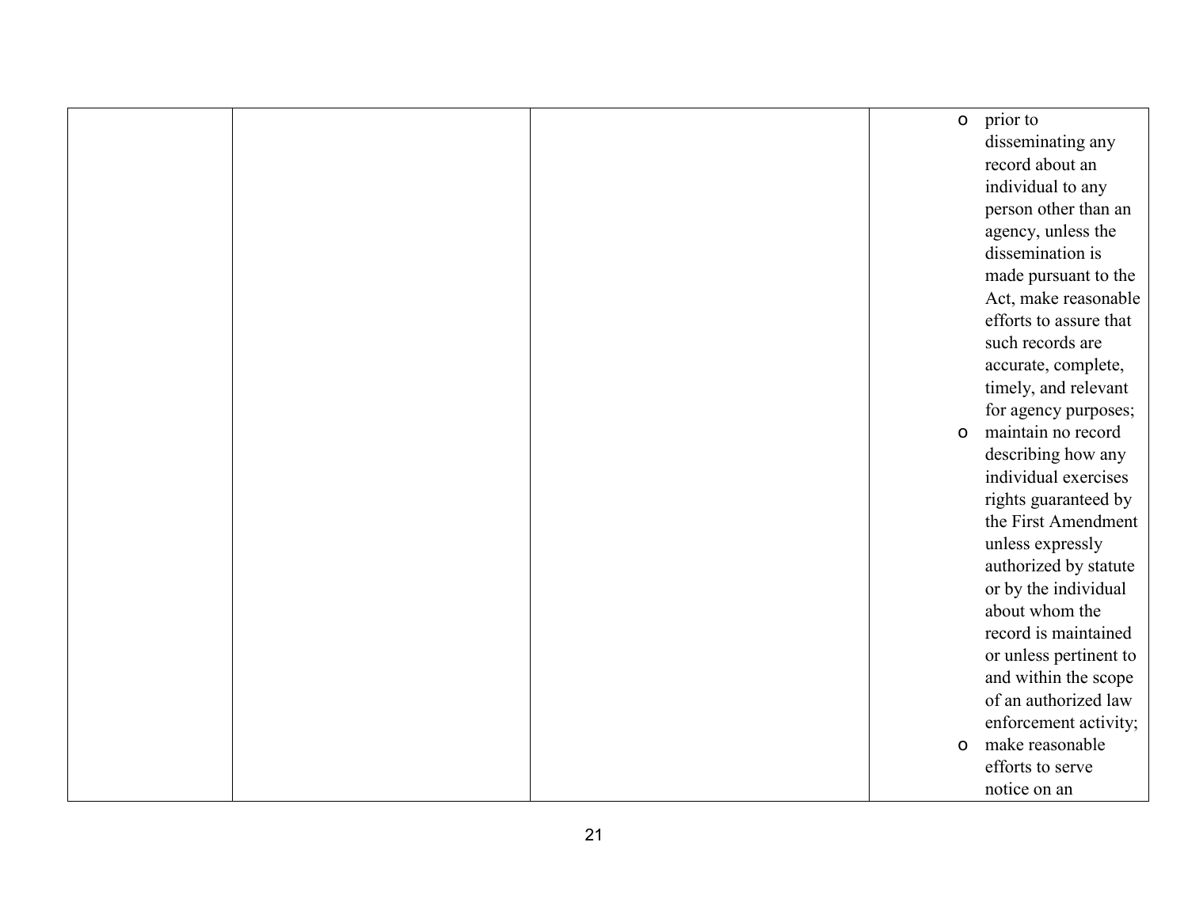| | | | |
|---|---|---|---|
| | | | <ul><li>prior to disseminating any record about an individual to any person other than an agency, unless the dissemination is made pursuant to the Act, make reasonable efforts to assure that such records are accurate, complete, timely, and relevant for agency purposes;</li><li>maintain no record describing how any individual exercises rights guaranteed by the First Amendment unless expressly authorized by statute or by the individual about whom the record is maintained or unless pertinent to and within the scope of an authorized law enforcement activity;</li><li>make reasonable efforts to serve notice on an</li></ul> |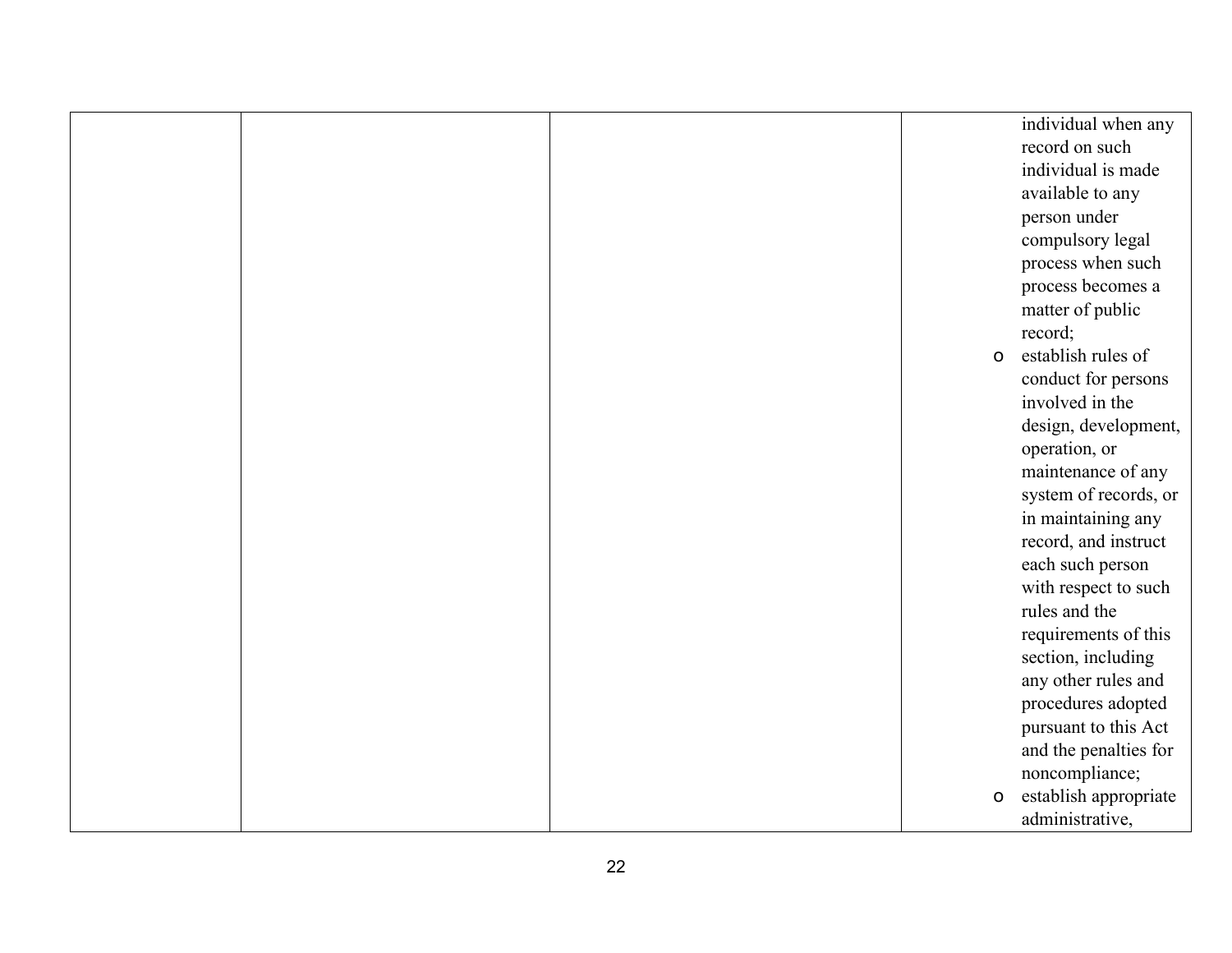| | | | |
|---|---|---|---|
| | | | individual when any record on such individual is made available to any person under compulsory legal process when such process becomes a matter of public record;<br>o establish rules of conduct for persons involved in the design, development, operation, or maintenance of any system of records, or in maintaining any record, and instruct each such person with respect to such rules and the requirements of this section, including any other rules and procedures adopted pursuant to this Act and the penalties for noncompliance;<br>o establish appropriate administrative, |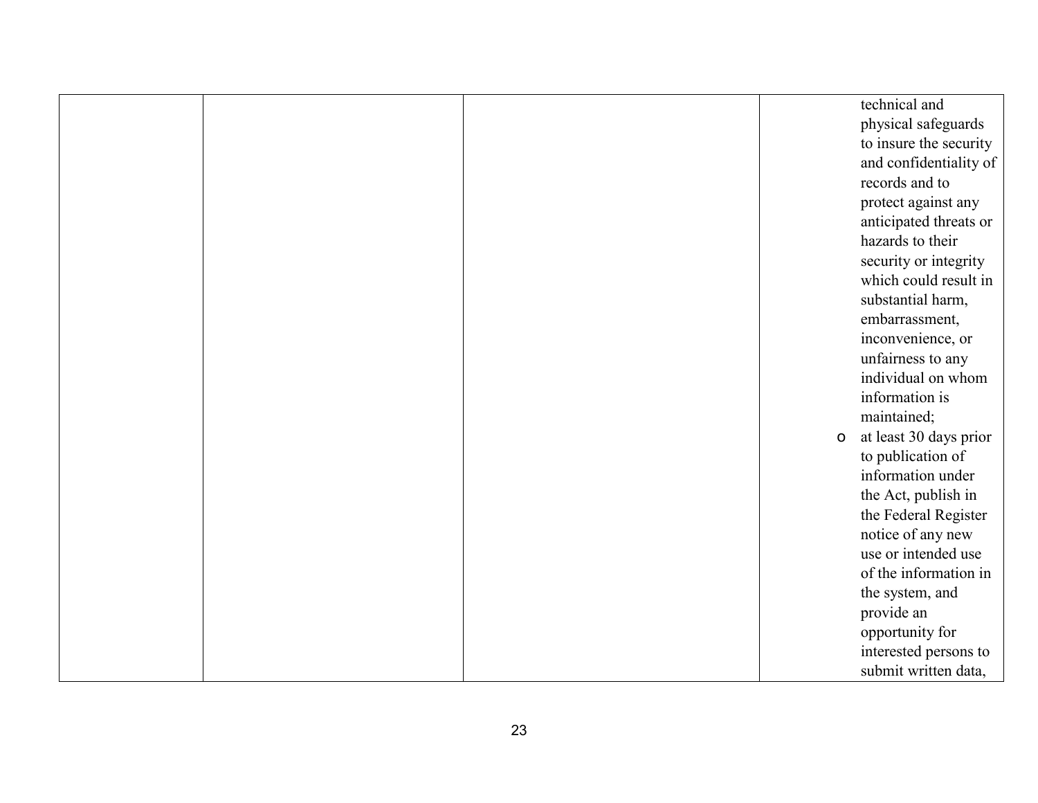| | | | |
|---|---|---|---|
| | | | technical and physical safeguards to insure the security and confidentiality of records and to protect against any anticipated threats or hazards to their security or integrity which could result in substantial harm, embarrassment, inconvenience, or unfairness to any individual on whom information is maintained;<br>o at least 30 days prior to publication of information under the Act, publish in the Federal Register notice of any new use or intended use of the information in the system, and provide an opportunity for interested persons to submit written data, |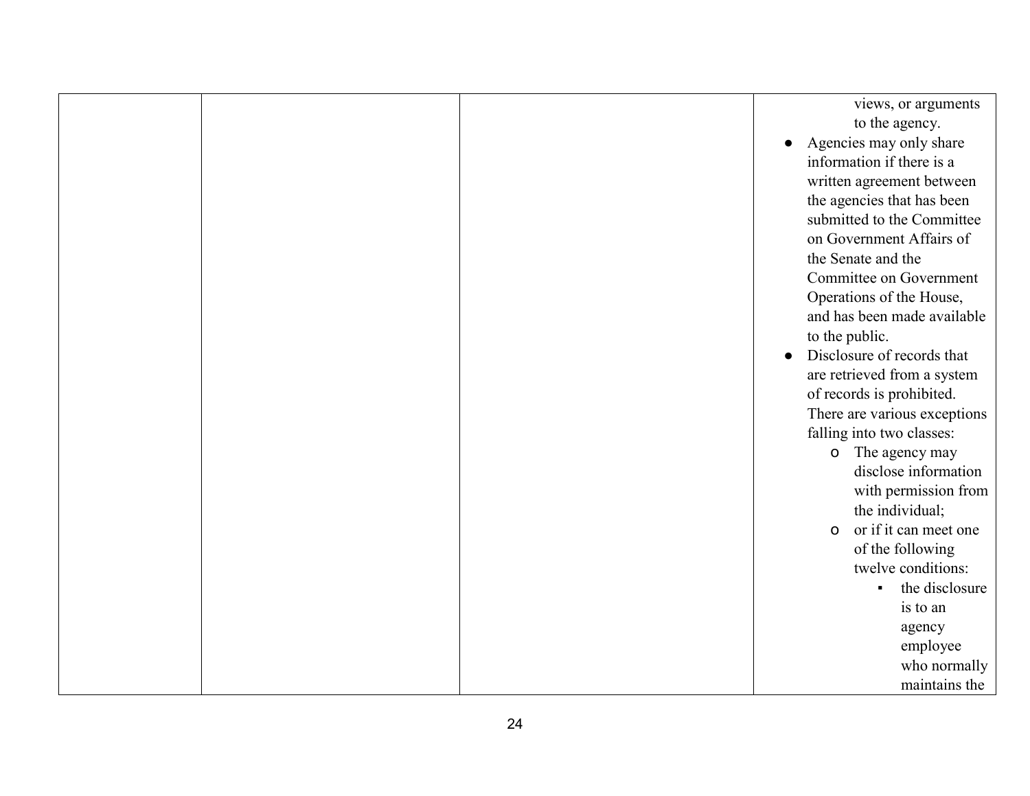| | | | views, or arguments to the agency.<br>● Agencies may only share information if there is a written agreement between the agencies that has been submitted to the Committee on Government Affairs of the Senate and the Committee on Government Operations of the House, and has been made available to the public.<br>● Disclosure of records that are retrieved from a system of records is prohibited. There are various exceptions falling into two classes:<br>o The agency may disclose information with permission from the individual;<br>o or if it can meet one of the following twelve conditions:<br>▪ the disclosure is to an agency employee who normally maintains the |
|---|---|---|---|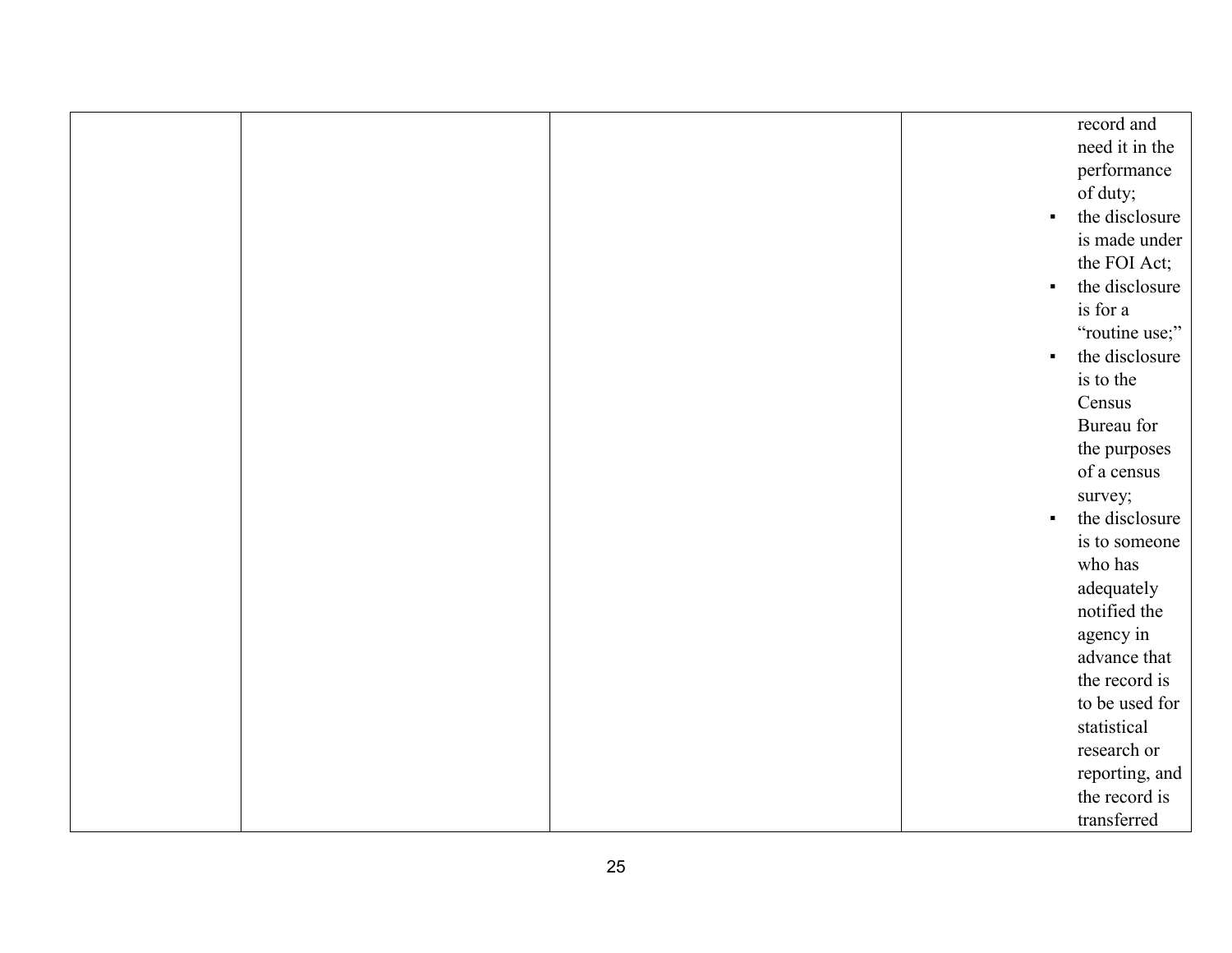| | | | |
|---|---|---|---|
| | | | record and need it in the performance of duty;<br>▪ the disclosure is made under the FOI Act;<br>▪ the disclosure is for a "routine use;"<br>▪ the disclosure is to the Census Bureau for the purposes of a census survey;<br>▪ the disclosure is to someone who has adequately notified the agency in advance that the record is to be used for statistical research or reporting, and the record is transferred |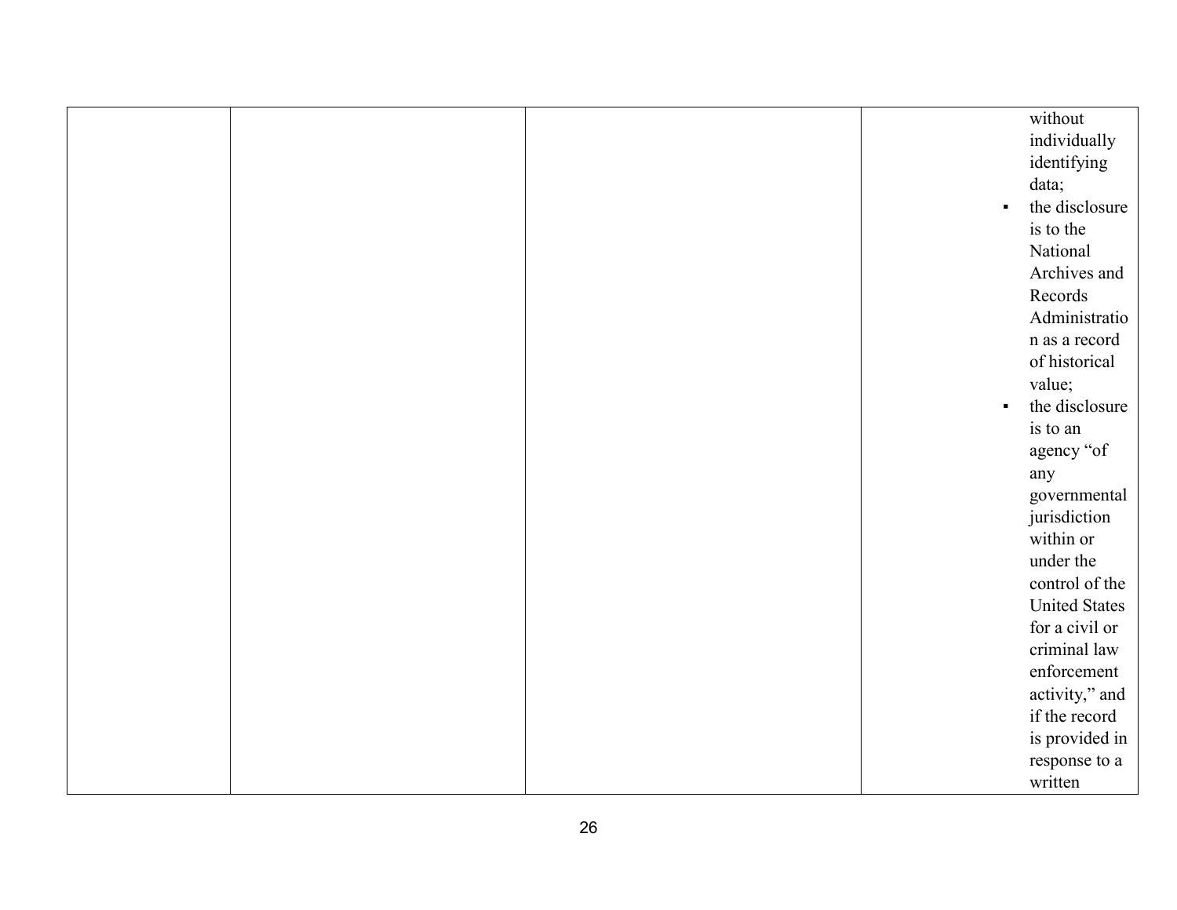| | | | |
|---|---|---|---|
| | | | without individually identifying data;<br>▪ the disclosure is to the National Archives and Records Administration as a record of historical value;<br>▪ the disclosure is to an agency "of any governmental jurisdiction within or under the control of the United States for a civil or criminal law enforcement activity," and if the record is provided in response to a written |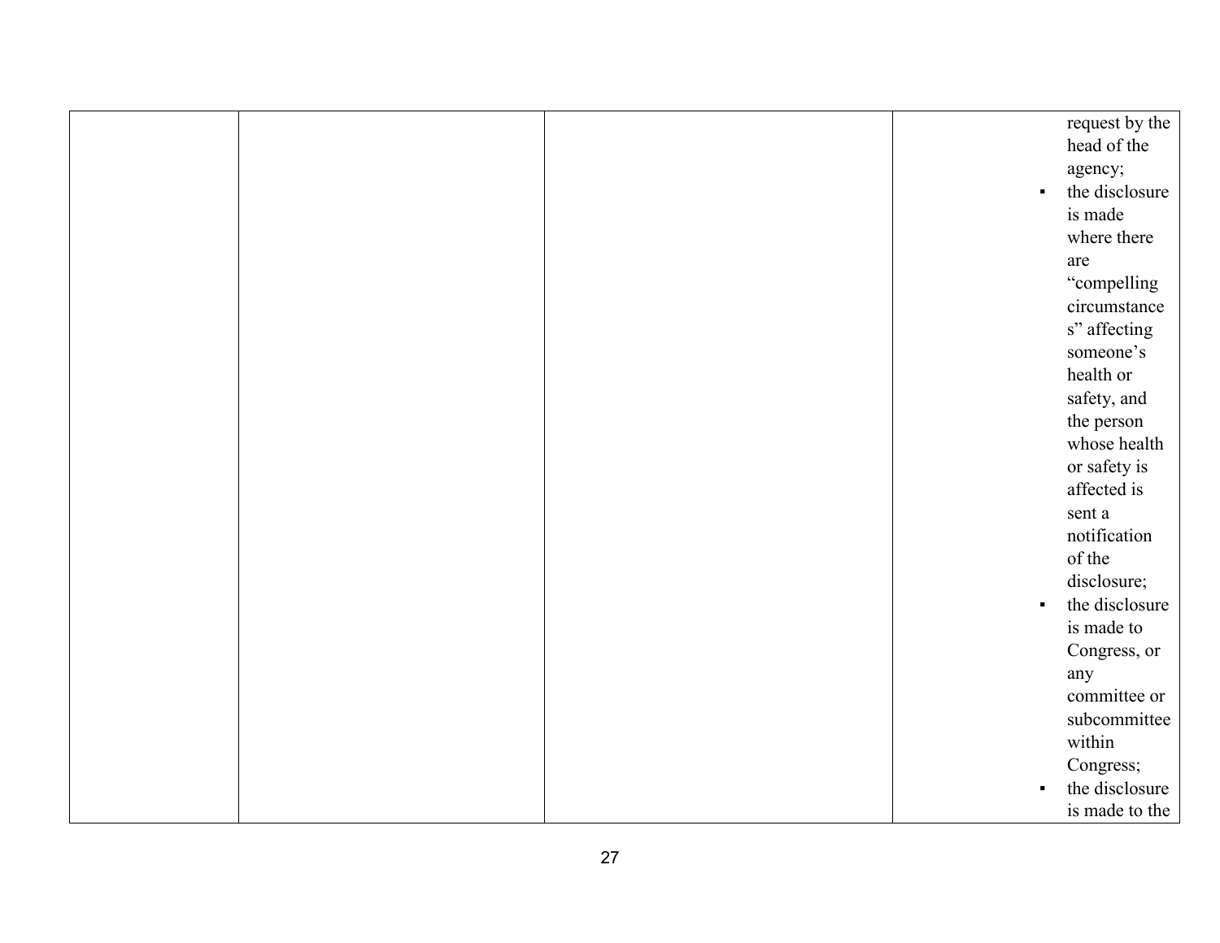| | | | |
|---|---|---|---|
| | | | request by the head of the agency;<br>▪ the disclosure is made where there are "compelling circumstances" affecting someone's health or safety, and the person whose health or safety is affected is sent a notification of the disclosure;<br>▪ the disclosure is made to Congress, or any committee or subcommittee within Congress;<br>▪ the disclosure is made to the |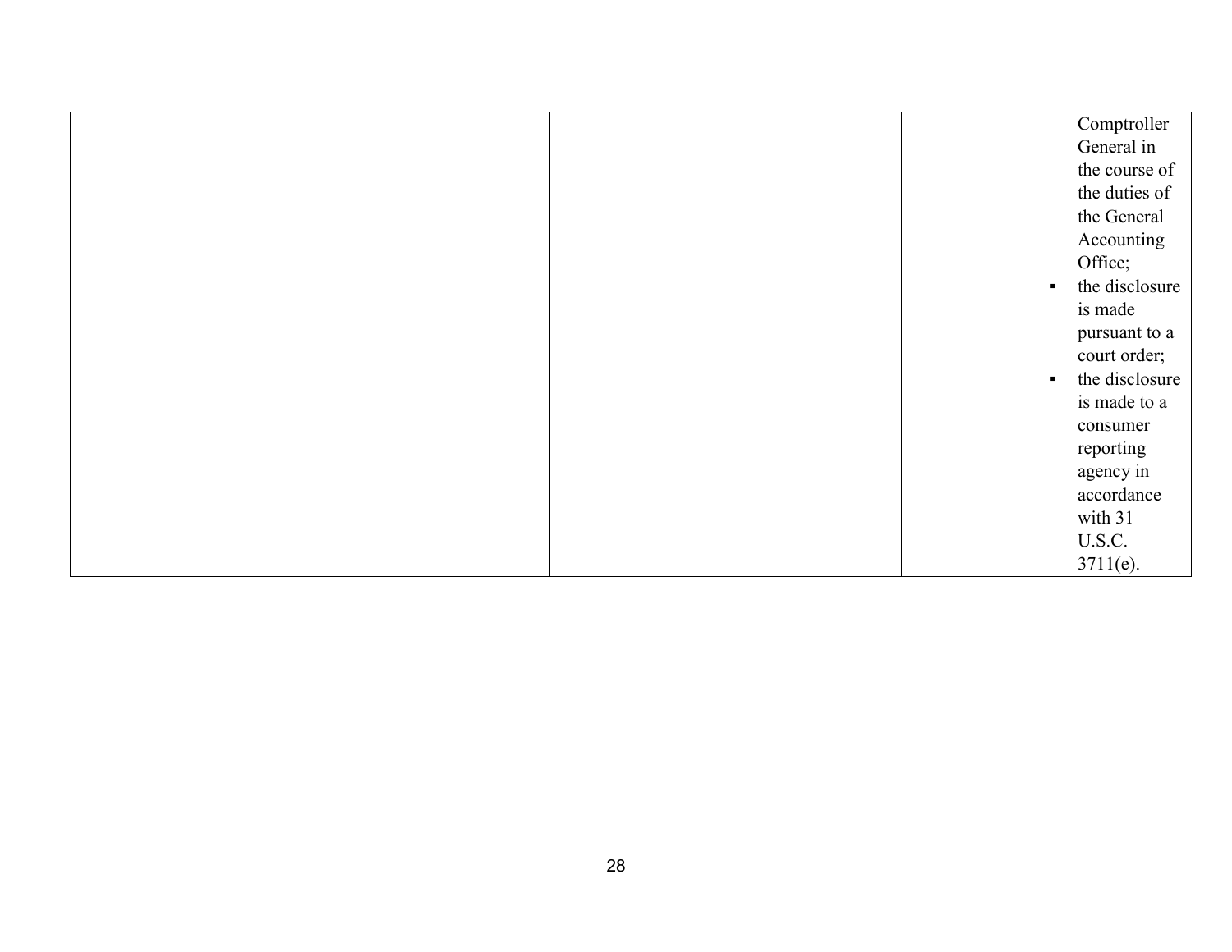| | | | |
|---|---|---|---|
| | | | Comptroller General in the course of the duties of the General Accounting Office;<br>▪ the disclosure is made pursuant to a court order;<br>▪ the disclosure is made to a consumer reporting agency in accordance with 31 U.S.C. 3711(e). |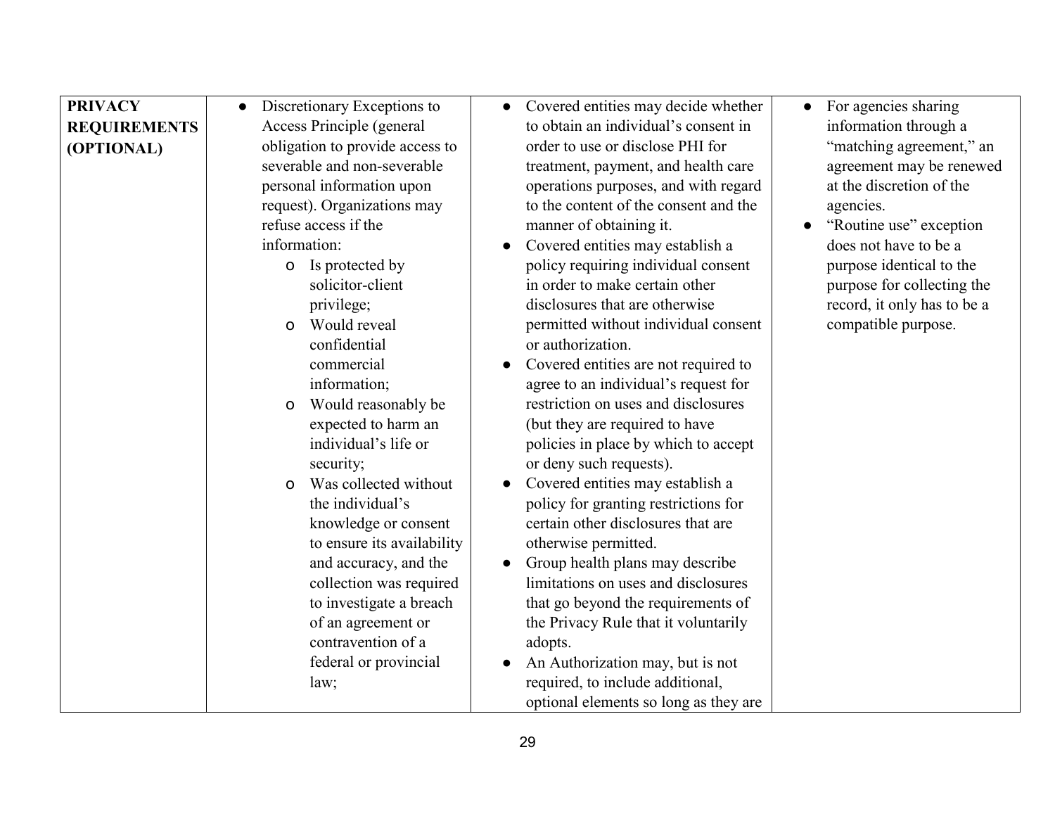| | | | |
|---|---|---|---|
| **PRIVACY REQUIREMENTS (OPTIONAL)** | ● Discretionary Exceptions to Access Principle (general obligation to provide access to severable and non-severable personal information upon request). Organizations may refuse access if the information:<br>○ Is protected by solicitor-client privilege;<br>○ Would reveal confidential commercial information;<br>○ Would reasonably be expected to harm an individual's life or security;<br>○ Was collected without the individual's knowledge or consent to ensure its availability and accuracy, and the collection was required to investigate a breach of an agreement or contravention of a federal or provincial law; | ● Covered entities may decide whether to obtain an individual's consent in order to use or disclose PHI for treatment, payment, and health care operations purposes, and with regard to the content of the consent and the manner of obtaining it.<br>● Covered entities may establish a policy requiring individual consent in order to make certain other disclosures that are otherwise permitted without individual consent or authorization.<br>● Covered entities are not required to agree to an individual's request for restriction on uses and disclosures (but they are required to have policies in place by which to accept or deny such requests).<br>● Covered entities may establish a policy for granting restrictions for certain other disclosures that are otherwise permitted.<br>● Group health plans may describe limitations on uses and disclosures that go beyond the requirements of the Privacy Rule that it voluntarily adopts.<br>● An Authorization may, but is not required, to include additional, optional elements so long as they are | ● For agencies sharing information through a "matching agreement," an agreement may be renewed at the discretion of the agencies.<br>● "Routine use" exception does not have to be a purpose identical to the purpose for collecting the record, it only has to be a compatible purpose. |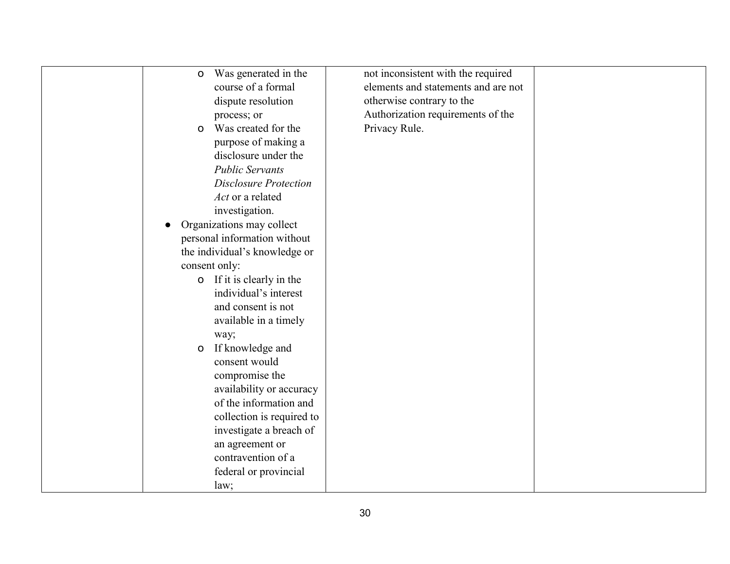|  |  |  |  |
|---|---|---|---|
|  | ◦ Was generated in the course of a formal dispute resolution process; or<br>◦ Was created for the purpose of making a disclosure under the *Public Servants Disclosure Protection Act* or a related investigation.<br>● Organizations may collect personal information without the individual's knowledge or consent only:<br>◦ If it is clearly in the individual's interest and consent is not available in a timely way;<br>◦ If knowledge and consent would compromise the availability or accuracy of the information and collection is required to investigate a breach of an agreement or contravention of a federal or provincial law; | not inconsistent with the required elements and statements and are not otherwise contrary to the Authorization requirements of the Privacy Rule. |  |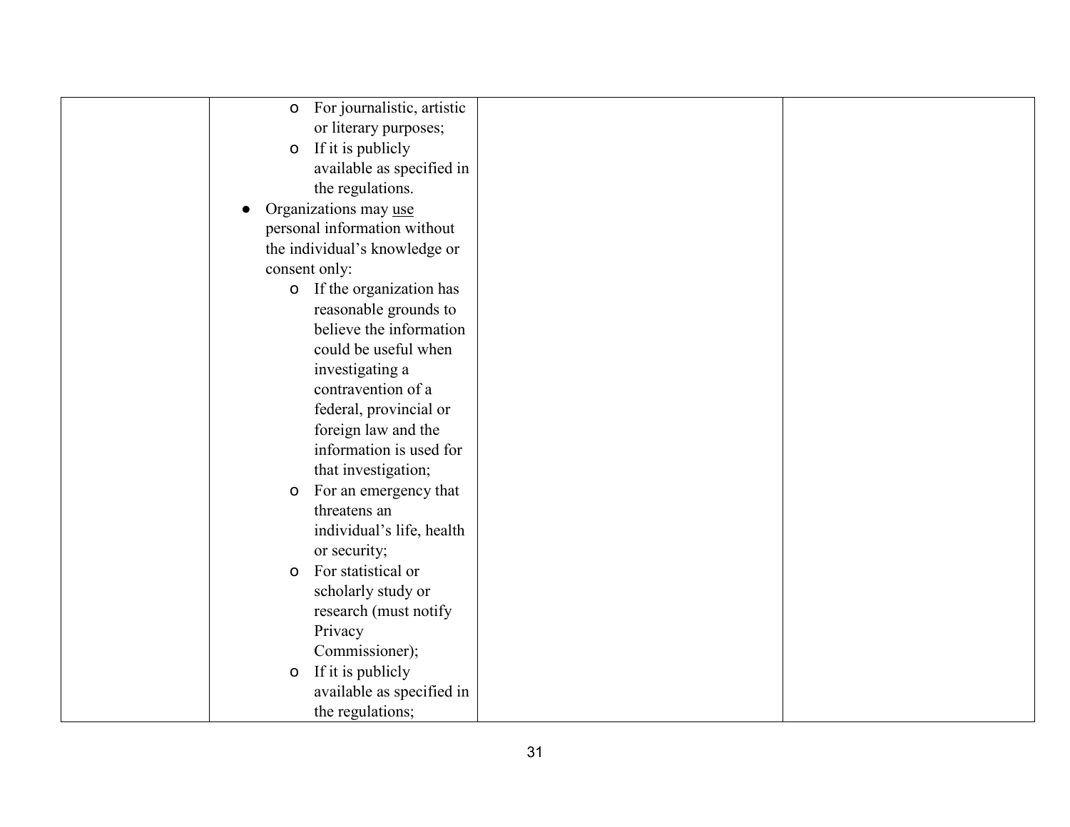|  |  |  |  |
|---|---|---|---|
|  | <ul><li>For journalistic, artistic or literary purposes;</li><li>If it is publicly available as specified in the regulations.</li></ul><br>● Organizations may <u>use</u> personal information without the individual's knowledge or consent only:<ul><li>If the organization has reasonable grounds to believe the information could be useful when investigating a contravention of a federal, provincial or foreign law and the information is used for that investigation;</li><li>For an emergency that threatens an individual's life, health or security;</li><li>For statistical or scholarly study or research (must notify Privacy Commissioner);</li><li>If it is publicly available as specified in the regulations;</li></ul> |  |  |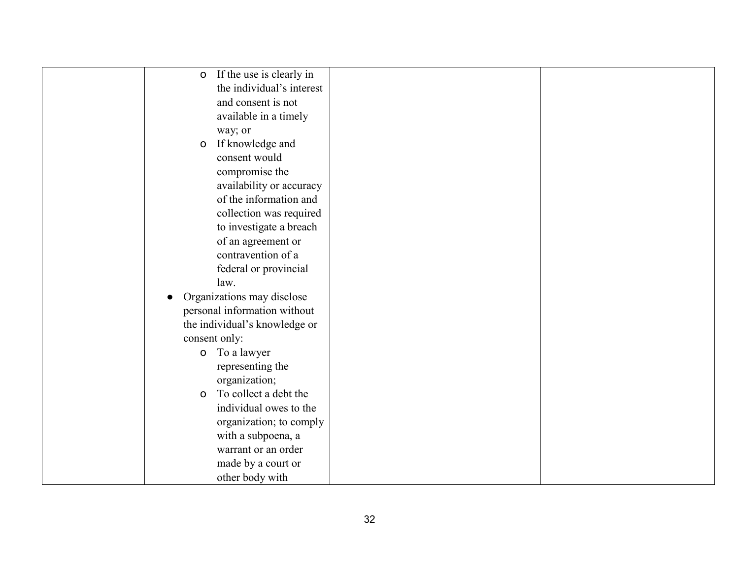| | | | |
|---|---|---|---|
| | <ul><li>If the use is clearly in the individual's interest and consent is not available in a timely way; or</li><li>If knowledge and consent would compromise the availability or accuracy of the information and collection was required to investigate a breach of an agreement or contravention of a federal or provincial law.</li></ul>● Organizations may <u>disclose</u> personal information without the individual's knowledge or consent only:<ul><li>To a lawyer representing the organization;</li><li>To collect a debt the individual owes to the organization; to comply with a subpoena, a warrant or an order made by a court or other body with</li></ul> | | |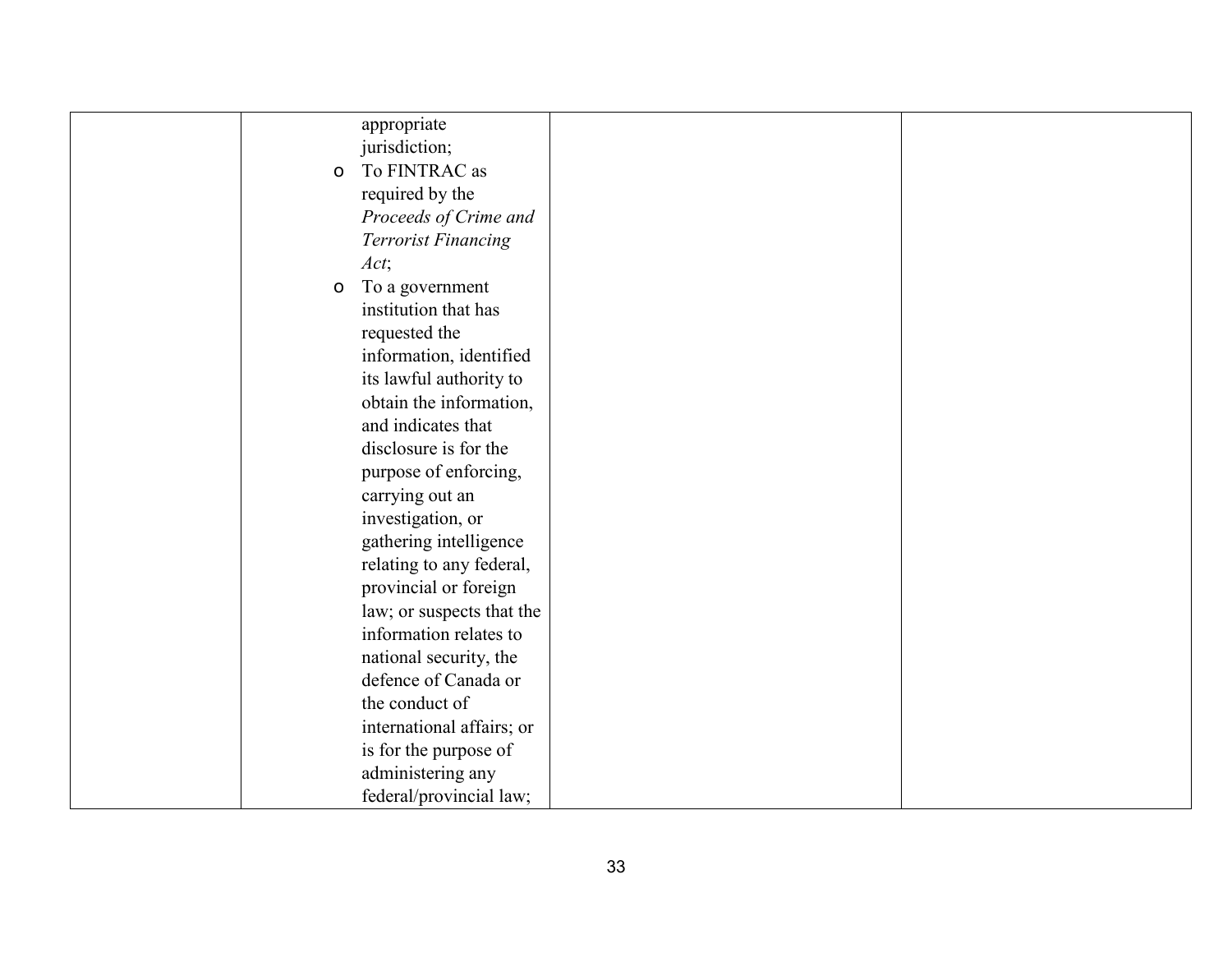| | | | |
|---|---|---|---|
| | appropriate jurisdiction;<br>o To FINTRAC as required by the *Proceeds of Crime and Terrorist Financing Act*;<br>o To a government institution that has requested the information, identified its lawful authority to obtain the information, and indicates that disclosure is for the purpose of enforcing, carrying out an investigation, or gathering intelligence relating to any federal, provincial or foreign law; or suspects that the information relates to national security, the defence of Canada or the conduct of international affairs; or is for the purpose of administering any federal/provincial law; | | |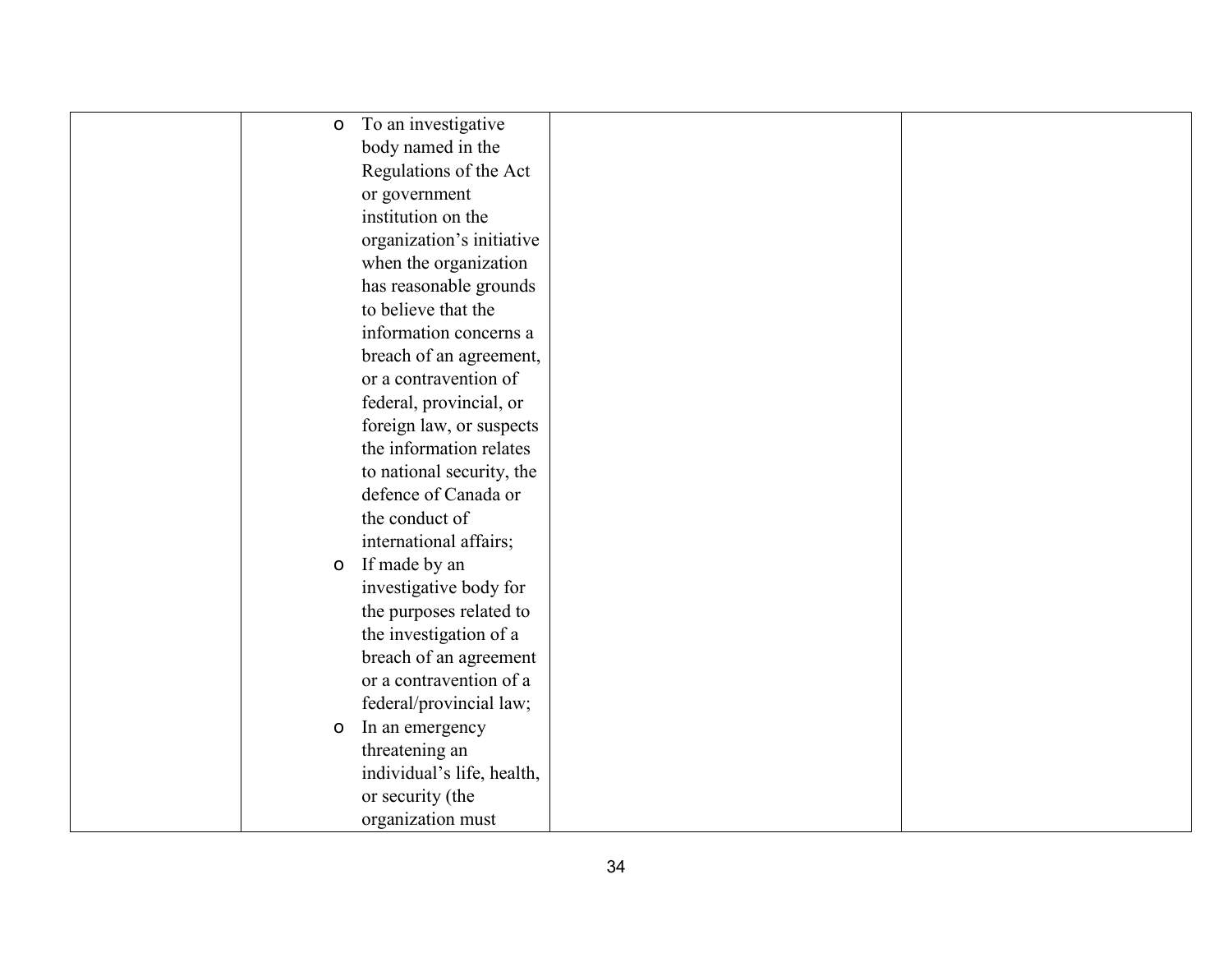| | | | |
|---|---|---|---|
| | <ul><li>To an investigative body named in the Regulations of the Act or government institution on the organization's initiative when the organization has reasonable grounds to believe that the information concerns a breach of an agreement, or a contravention of federal, provincial, or foreign law, or suspects the information relates to national security, the defence of Canada or the conduct of international affairs;</li><li>If made by an investigative body for the purposes related to the investigation of a breach of an agreement or a contravention of a federal/provincial law;</li><li>In an emergency threatening an individual's life, health, or security (the organization must</li></ul> | | |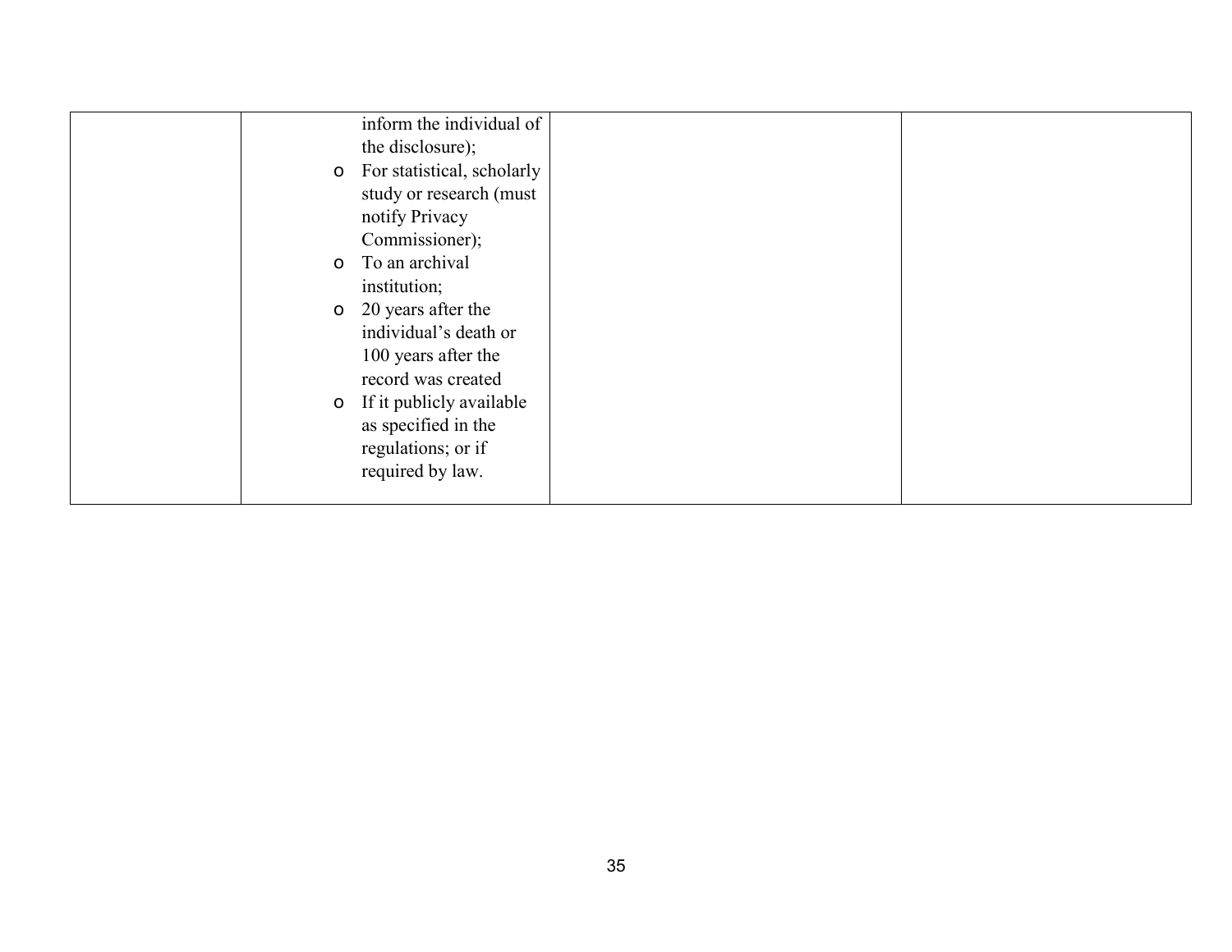| | | | |
|---|---|---|---|
| | inform the individual of the disclosure);<br>o For statistical, scholarly study or research (must notify Privacy Commissioner);<br>o To an archival institution;<br>o 20 years after the individual's death or 100 years after the record was created<br>o If it publicly available as specified in the regulations; or if required by law. | | |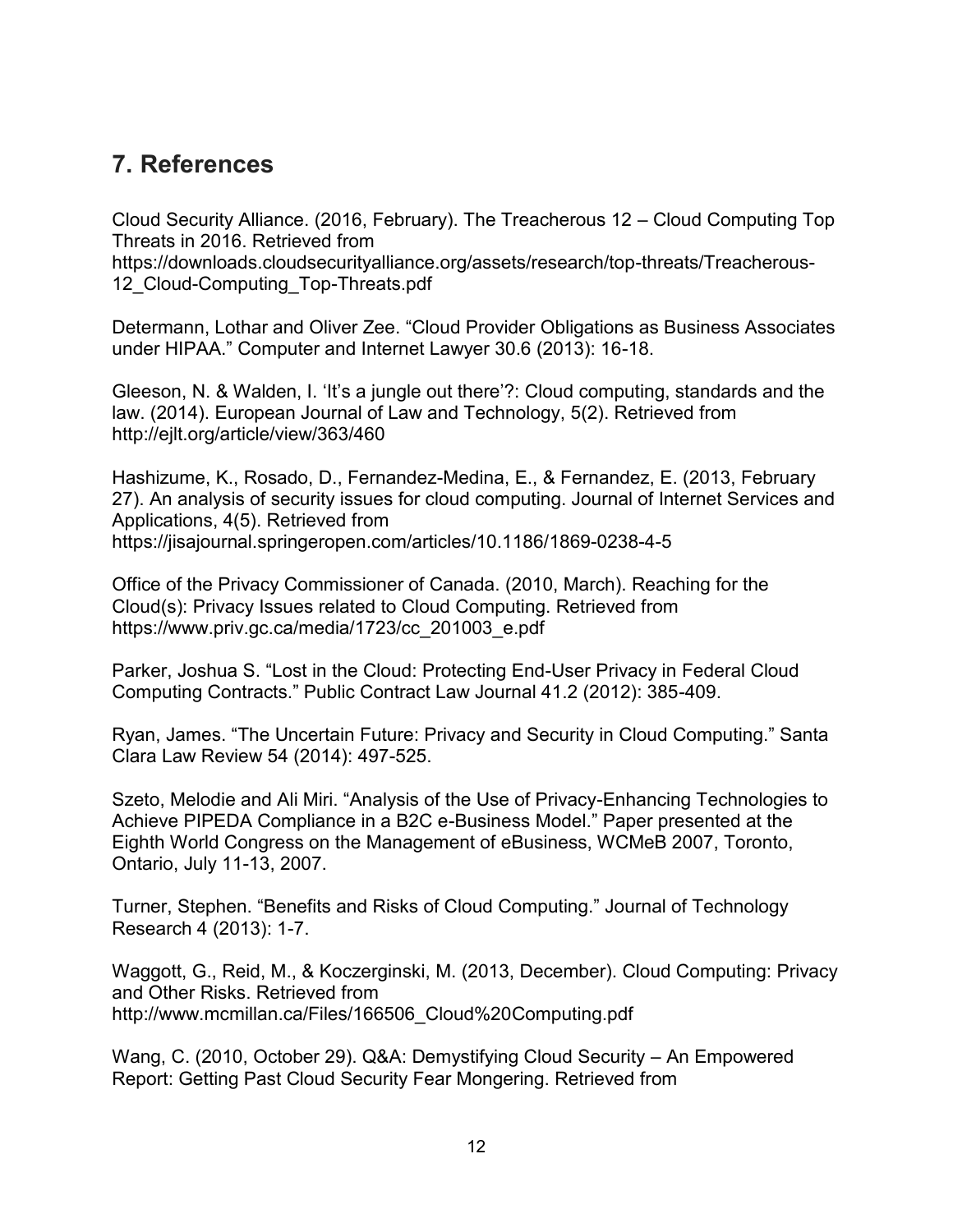## 7. References

Cloud Security Alliance. (2016, February). The Treacherous 12 – Cloud Computing Top Threats in 2016. Retrieved from https://downloads.cloudsecurityalliance.org/assets/research/top-threats/Treacherous-12_Cloud-Computing_Top-Threats.pdf

Determann, Lothar and Oliver Zee. "Cloud Provider Obligations as Business Associates under HIPAA." Computer and Internet Lawyer 30.6 (2013): 16-18.

Gleeson, N. & Walden, I. 'It's a jungle out there'?: Cloud computing, standards and the law. (2014). European Journal of Law and Technology, 5(2). Retrieved from http://ejlt.org/article/view/363/460

Hashizume, K., Rosado, D., Fernandez-Medina, E., & Fernandez, E. (2013, February 27). An analysis of security issues for cloud computing. Journal of Internet Services and Applications, 4(5). Retrieved from https://jisajournal.springeropen.com/articles/10.1186/1869-0238-4-5

Office of the Privacy Commissioner of Canada. (2010, March). Reaching for the Cloud(s): Privacy Issues related to Cloud Computing. Retrieved from https://www.priv.gc.ca/media/1723/cc_201003_e.pdf

Parker, Joshua S. "Lost in the Cloud: Protecting End-User Privacy in Federal Cloud Computing Contracts." Public Contract Law Journal 41.2 (2012): 385-409.

Ryan, James. "The Uncertain Future: Privacy and Security in Cloud Computing." Santa Clara Law Review 54 (2014): 497-525.

Szeto, Melodie and Ali Miri. "Analysis of the Use of Privacy-Enhancing Technologies to Achieve PIPEDA Compliance in a B2C e-Business Model." Paper presented at the Eighth World Congress on the Management of eBusiness, WCMeB 2007, Toronto, Ontario, July 11-13, 2007.

Turner, Stephen. "Benefits and Risks of Cloud Computing." Journal of Technology Research 4 (2013): 1-7.

Waggott, G., Reid, M., & Koczerginski, M. (2013, December). Cloud Computing: Privacy and Other Risks. Retrieved from http://www.mcmillan.ca/Files/166506_Cloud%20Computing.pdf

Wang, C. (2010, October 29). Q&A: Demystifying Cloud Security – An Empowered Report: Getting Past Cloud Security Fear Mongering. Retrieved from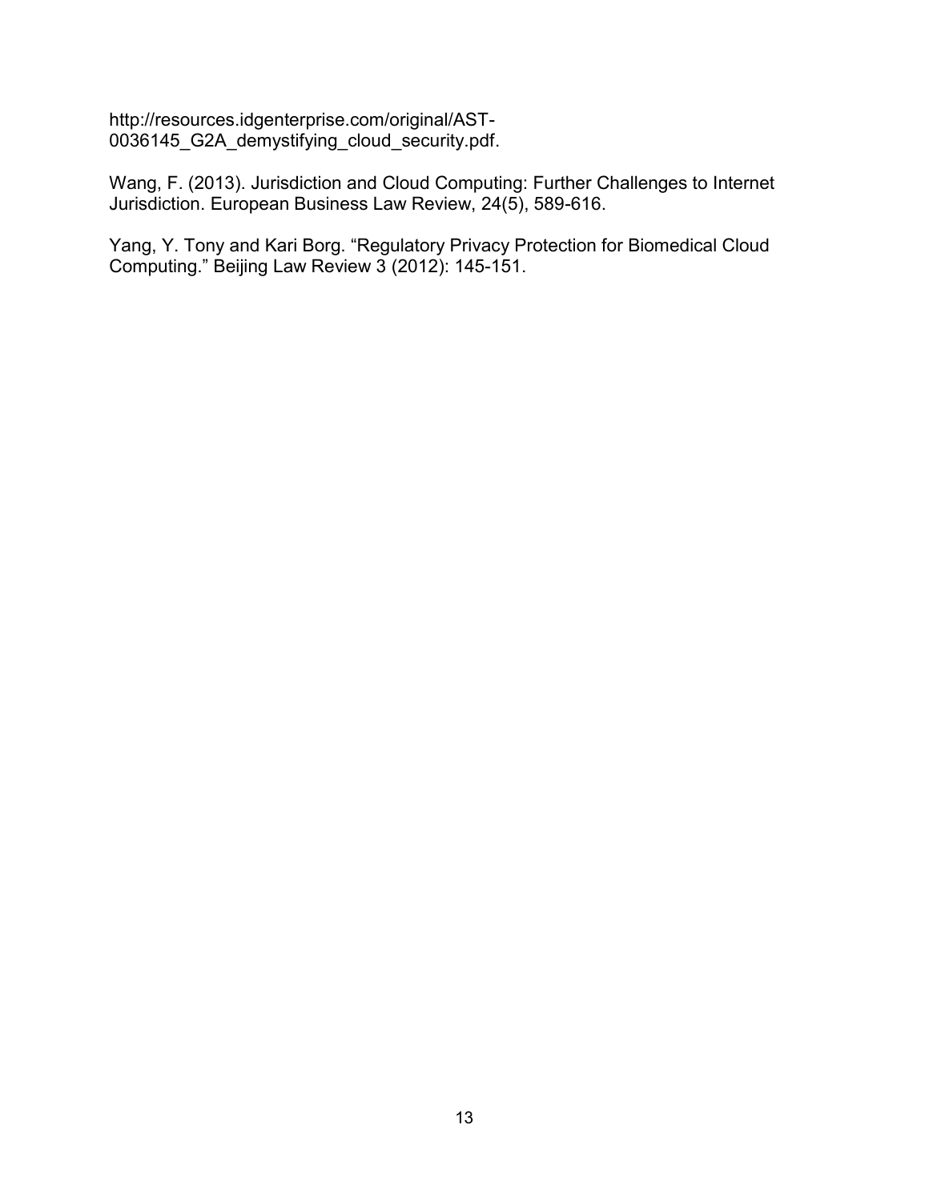http://resources.idgenterprise.com/original/AST-0036145_G2A_demystifying_cloud_security.pdf.

Wang, F. (2013). Jurisdiction and Cloud Computing: Further Challenges to Internet Jurisdiction. European Business Law Review, 24(5), 589-616.

Yang, Y. Tony and Kari Borg. “Regulatory Privacy Protection for Biomedical Cloud Computing.” Beijing Law Review 3 (2012): 145-151.